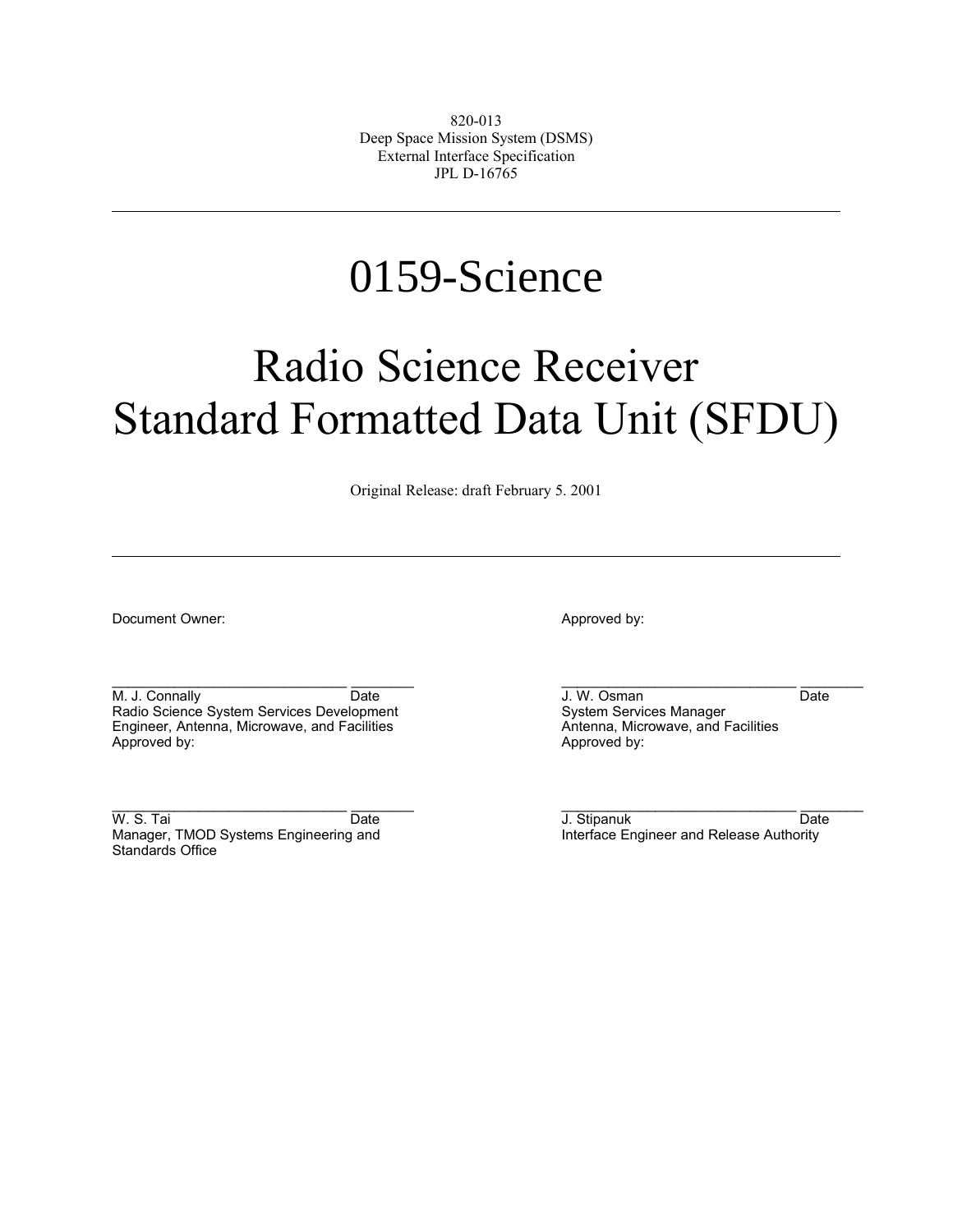820-013
Deep Space Mission System (DSMS)
External Interface Specification
JPL D-16765

---

# 0159-Science

# Radio Science Receiver Standard Formatted Data Unit (SFDU)

Original Release: draft February 5. 2001

---

Document Owner:

_____________________________ ________
M. J. Connally Date
Radio Science System Services Development Engineer, Antenna, Microwave, and Facilities

Approved by:

_____________________________ ________
J. W. Osman Date
System Services Manager
Antenna, Microwave, and Facilities

Approved by:

_____________________________ ________
W. S. Tai Date
Manager, TMOD Systems Engineering and Standards Office

Approved by:

_____________________________ ________
J. Stipanuk Date
Interface Engineer and Release Authority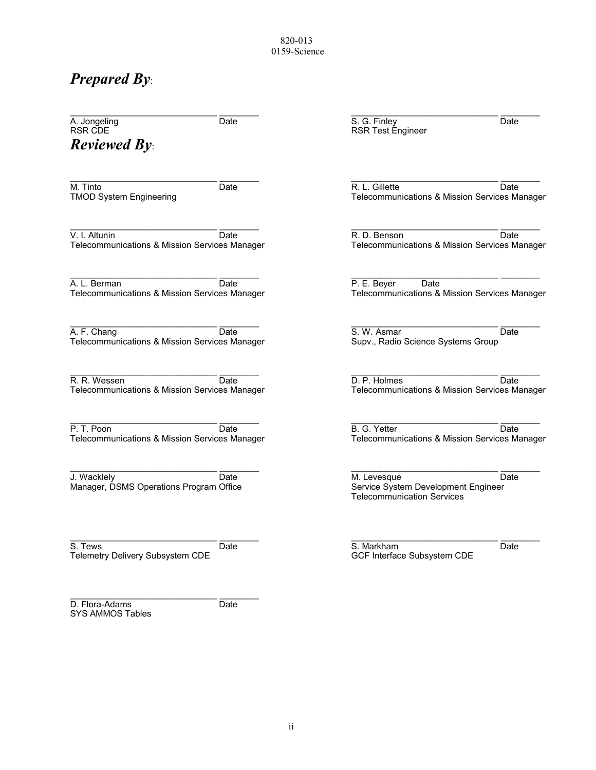## *Prepared By*:

A. Jongeling — Date
RSR CDE

S. G. Finley — Date
RSR Test Engineer

## *Reviewed By*:

M. Tinto — Date
TMOD System Engineering

R. L. Gillette — Date
Telecommunications & Mission Services Manager

V. I. Altunin — Date
Telecommunications & Mission Services Manager

R. D. Benson — Date
Telecommunications & Mission Services Manager

A. L. Berman — Date
Telecommunications & Mission Services Manager

P. E. Beyer — Date
Telecommunications & Mission Services Manager

A. F. Chang — Date
Telecommunications & Mission Services Manager

S. W. Asmar — Date
Supv., Radio Science Systems Group

R. R. Wessen — Date
Telecommunications & Mission Services Manager

D. P. Holmes — Date
Telecommunications & Mission Services Manager

P. T. Poon — Date
Telecommunications & Mission Services Manager

B. G. Yetter — Date
Telecommunications & Mission Services Manager

J. Wacklely — Date
Manager, DSMS Operations Program Office

M. Levesque — Date
Service System Development Engineer
Telecommunication Services

S. Tews — Date
Telemetry Delivery Subsystem CDE

S. Markham — Date
GCF Interface Subsystem CDE

D. Flora-Adams — Date
SYS AMMOS Tables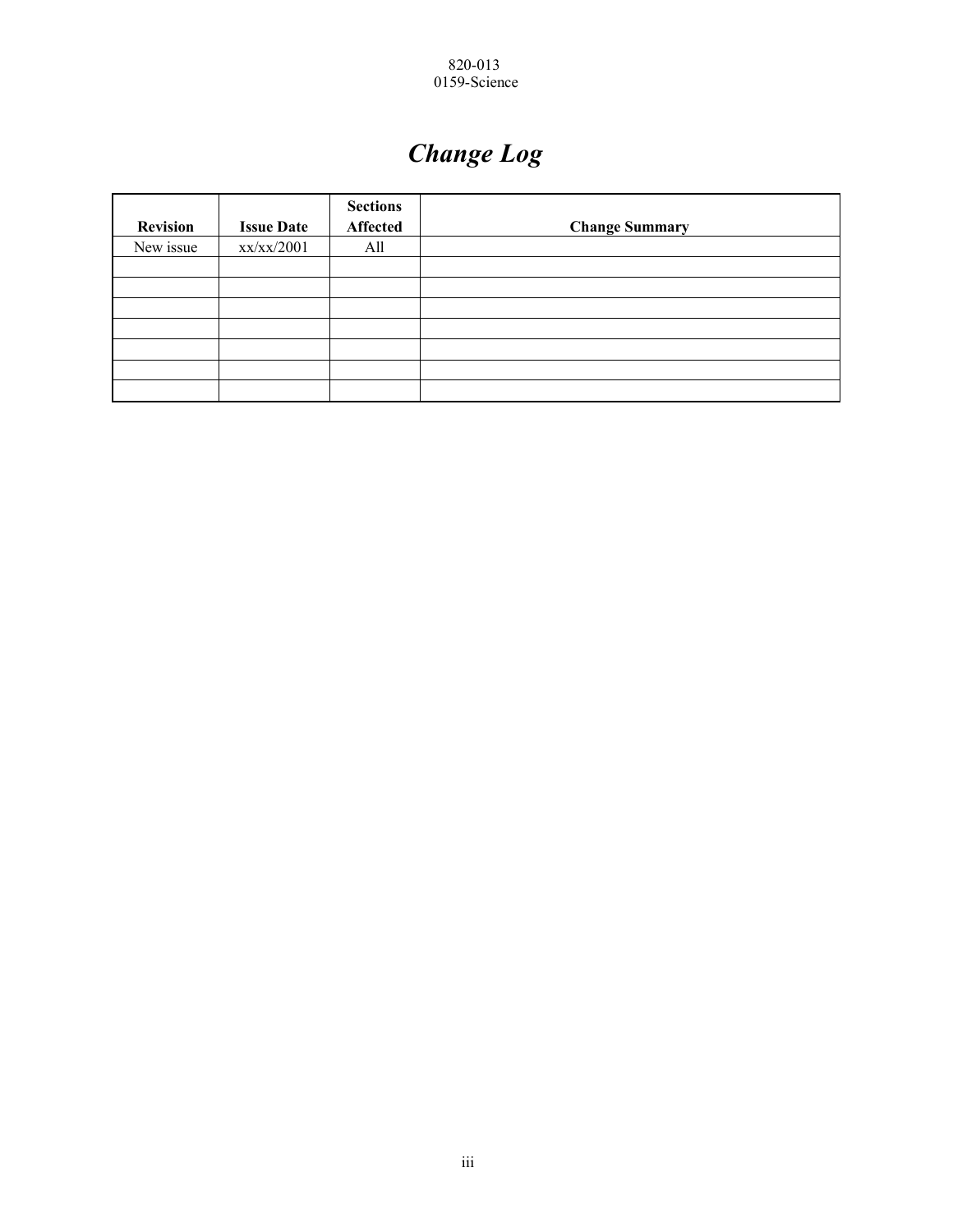# *Change Log*

| Revision | Issue Date | Sections Affected | Change Summary |
|---|---|---|---|
| New issue | xx/xx/2001 | All | |
| | | | |
| | | | |
| | | | |
| | | | |
| | | | |
| | | | |
| | | | |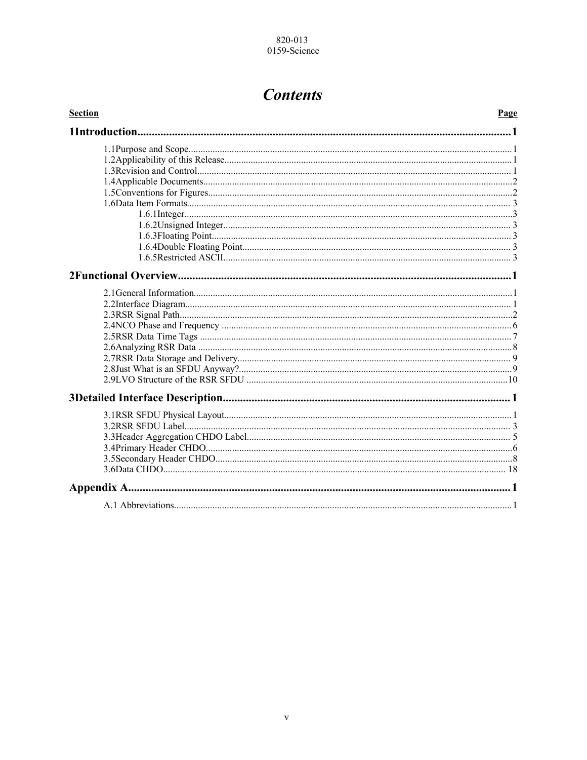# *Contents*

| **Section** | **Page** |
|---|---|
| **1Introduction** | **1** |
| 1.1Purpose and Scope | 1 |
| 1.2Applicability of this Release | 1 |
| 1.3Revision and Control | 1 |
| 1.4Applicable Documents | 2 |
| 1.5Conventions for Figures | 2 |
| 1.6Data Item Formats | 3 |
| 1.6.1Integer | 3 |
| 1.6.2Unsigned Integer | 3 |
| 1.6.3Floating Point | 3 |
| 1.6.4Double Floating Point | 3 |
| 1.6.5Restricted ASCII | 3 |
| **2Functional Overview** | **1** |
| 2.1General Information | 1 |
| 2.2Interface Diagram | 1 |
| 2.3RSR Signal Path | 2 |
| 2.4NCO Phase and Frequency | 6 |
| 2.5RSR Data Time Tags | 7 |
| 2.6Analyzing RSR Data | 8 |
| 2.7RSR Data Storage and Delivery | 9 |
| 2.8Just What is an SFDU Anyway? | 9 |
| 2.9LVO Structure of the RSR SFDU | 10 |
| **3Detailed Interface Description** | **1** |
| 3.1RSR SFDU Physical Layout | 1 |
| 3.2RSR SFDU Label | 3 |
| 3.3Header Aggregation CHDO Label | 5 |
| 3.4Primary Header CHDO | 6 |
| 3.5Secondary Header CHDO | 8 |
| 3.6Data CHDO | 18 |
| **Appendix A** | **1** |
| A.1 Abbreviations | 1 |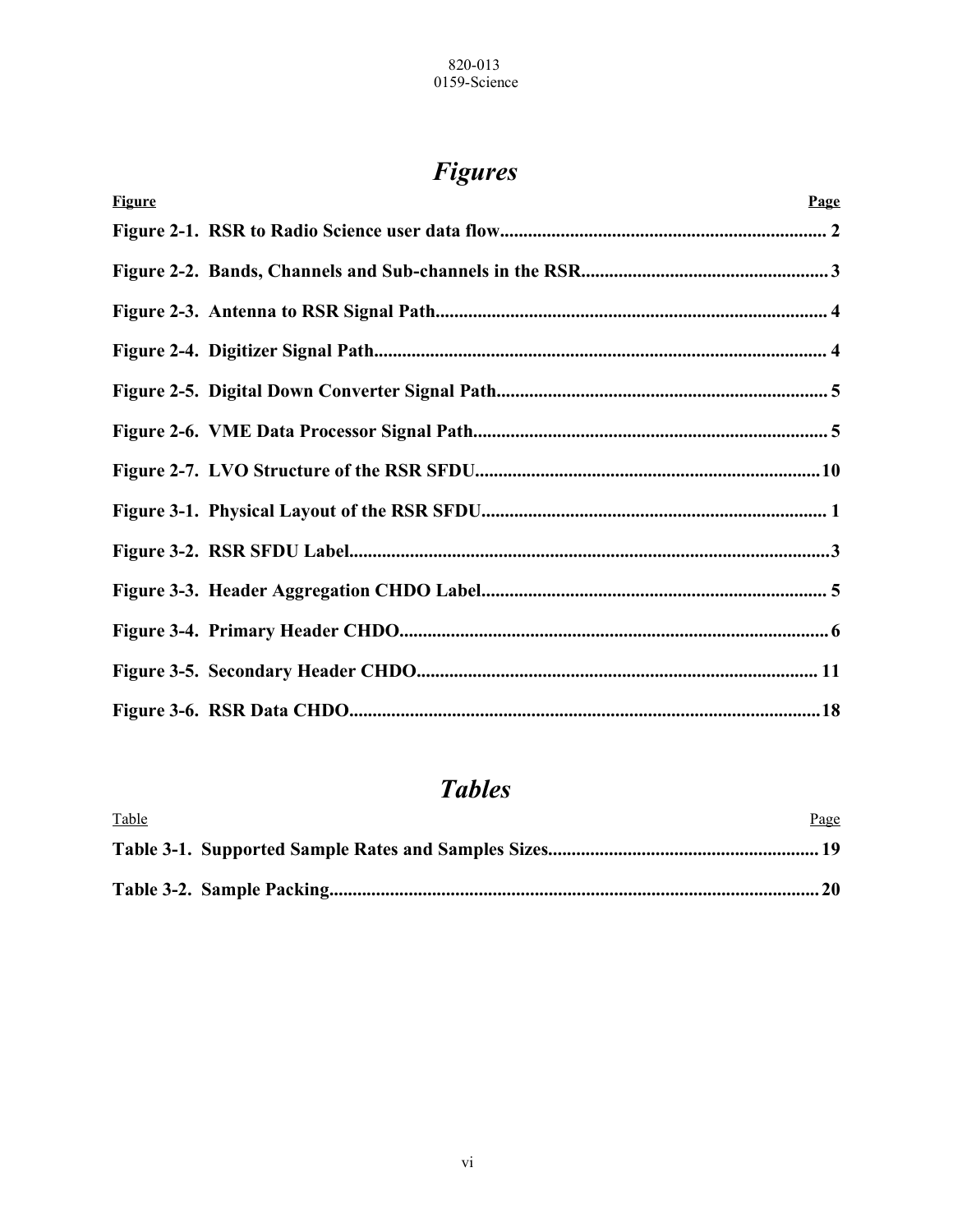# *Figures*

| Figure | Page |
|---|---|
| **Figure 2-1. RSR to Radio Science user data flow** | 2 |
| **Figure 2-2. Bands, Channels and Sub-channels in the RSR** | 3 |
| **Figure 2-3. Antenna to RSR Signal Path** | 4 |
| **Figure 2-4. Digitizer Signal Path** | 4 |
| **Figure 2-5. Digital Down Converter Signal Path** | 5 |
| **Figure 2-6. VME Data Processor Signal Path** | 5 |
| **Figure 2-7. LVO Structure of the RSR SFDU** | 10 |
| **Figure 3-1. Physical Layout of the RSR SFDU** | 1 |
| **Figure 3-2. RSR SFDU Label** | 3 |
| **Figure 3-3. Header Aggregation CHDO Label** | 5 |
| **Figure 3-4. Primary Header CHDO** | 6 |
| **Figure 3-5. Secondary Header CHDO** | 11 |
| **Figure 3-6. RSR Data CHDO** | 18 |

# *Tables*

| Table | Page |
|---|---|
| **Table 3-1. Supported Sample Rates and Samples Sizes** | 19 |
| **Table 3-2. Sample Packing** | 20 |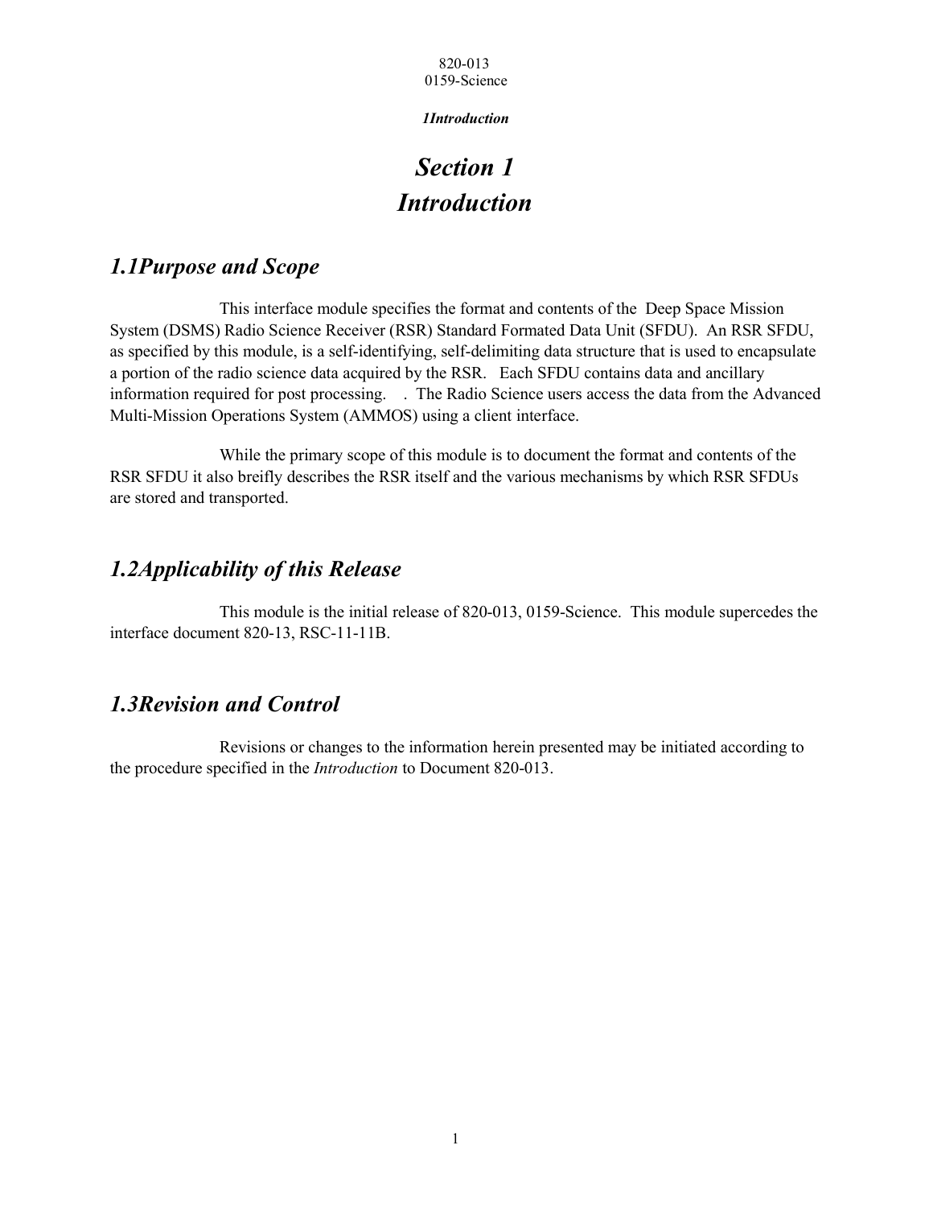# Section 1
# Introduction

## 1.1 Purpose and Scope

This interface module specifies the format and contents of the Deep Space Mission System (DSMS) Radio Science Receiver (RSR) Standard Formated Data Unit (SFDU). An RSR SFDU, as specified by this module, is a self-identifying, self-delimiting data structure that is used to encapsulate a portion of the radio science data acquired by the RSR. Each SFDU contains data and ancillary information required for post processing. . The Radio Science users access the data from the Advanced Multi-Mission Operations System (AMMOS) using a client interface.

While the primary scope of this module is to document the format and contents of the RSR SFDU it also breifly describes the RSR itself and the various mechanisms by which RSR SFDUs are stored and transported.

## 1.2 Applicability of this Release

This module is the initial release of 820-013, 0159-Science. This module supercedes the interface document 820-13, RSC-11-11B.

## 1.3 Revision and Control

Revisions or changes to the information herein presented may be initiated according to the procedure specified in the *Introduction* to Document 820-013.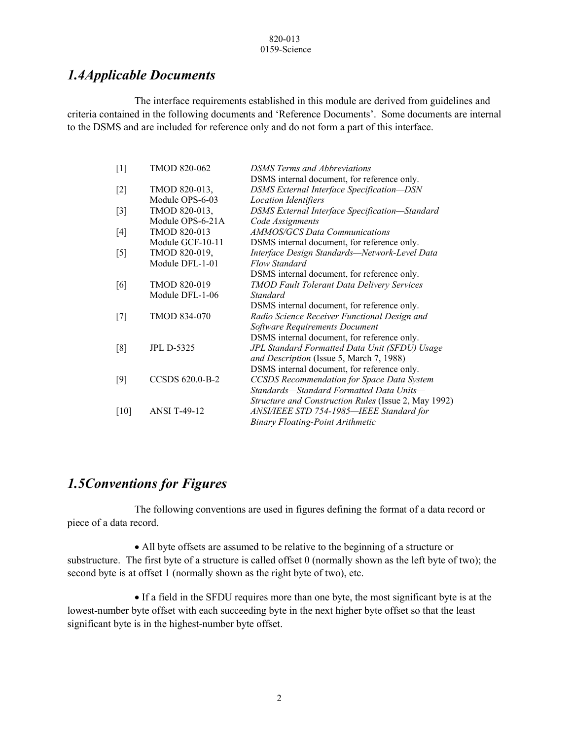## 1.4 Applicable Documents

The interface requirements established in this module are derived from guidelines and criteria contained in the following documents and 'Reference Documents'. Some documents are internal to the DSMS and are included for reference only and do not form a part of this interface.

| | | |
|---|---|---|
| [1] | TMOD 820-062 | *DSMS Terms and Abbreviations* DSMS internal document, for reference only. |
| [2] | TMOD 820-013, Module OPS-6-03 | *DSMS External Interface Specification—DSN Location Identifiers* |
| [3] | TMOD 820-013, Module OPS-6-21A | *DSMS External Interface Specification—Standard Code Assignments* |
| [4] | TMOD 820-013 Module GCF-10-11 | *AMMOS/GCS Data Communications* DSMS internal document, for reference only. |
| [5] | TMOD 820-019, Module DFL-1-01 | *Interface Design Standards—Network-Level Data Flow Standard* DSMS internal document, for reference only. |
| [6] | TMOD 820-019 Module DFL-1-06 | *TMOD Fault Tolerant Data Delivery Services Standard* DSMS internal document, for reference only. |
| [7] | TMOD 834-070 | *Radio Science Receiver Functional Design and Software Requirements Document* DSMS internal document, for reference only. |
| [8] | JPL D-5325 | *JPL Standard Formatted Data Unit (SFDU) Usage and Description* (Issue 5, March 7, 1988) DSMS internal document, for reference only. |
| [9] | CCSDS 620.0-B-2 | *CCSDS Recommendation for Space Data System Standards—Standard Formatted Data Units—Structure and Construction Rules* (Issue 2, May 1992) |
| [10] | ANSI T-49-12 | *ANSI/IEEE STD 754-1985—IEEE Standard for Binary Floating-Point Arithmetic* |

## 1.5 Conventions for Figures

The following conventions are used in figures defining the format of a data record or piece of a data record.

- All byte offsets are assumed to be relative to the beginning of a structure or substructure. The first byte of a structure is called offset 0 (normally shown as the left byte of two); the second byte is at offset 1 (normally shown as the right byte of two), etc.

- If a field in the SFDU requires more than one byte, the most significant byte is at the lowest-number byte offset with each succeeding byte in the next higher byte offset so that the least significant byte is in the highest-number byte offset.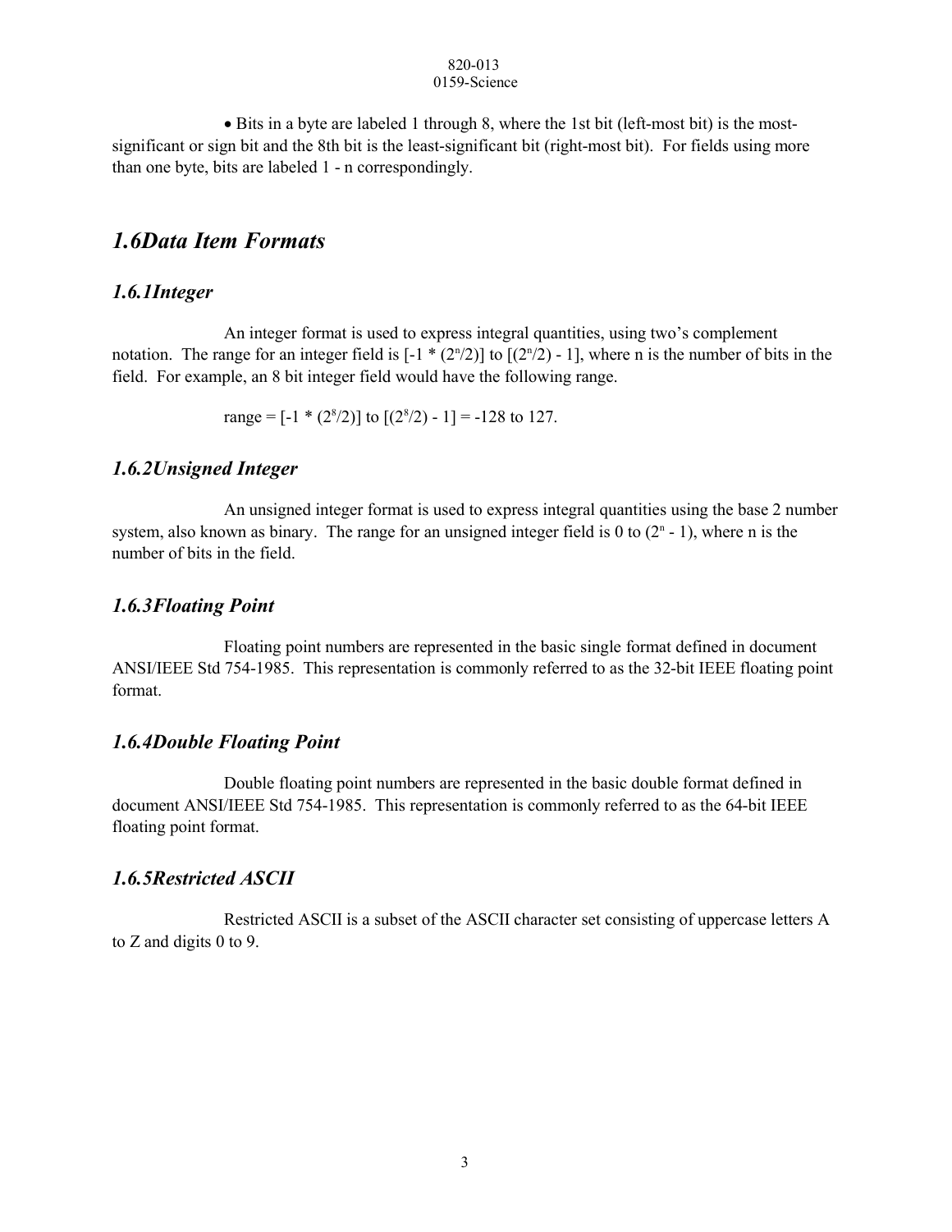- Bits in a byte are labeled 1 through 8, where the 1st bit (left-most bit) is the most-significant or sign bit and the 8th bit is the least-significant bit (right-most bit). For fields using more than one byte, bits are labeled 1 - n correspondingly.

## *1.6 Data Item Formats*

### *1.6.1 Integer*

An integer format is used to express integral quantities, using two's complement notation. The range for an integer field is $[-1 * (2^n/2)]$ to $[(2^n/2) - 1]$, where n is the number of bits in the field. For example, an 8 bit integer field would have the following range.

range = $[-1 * (2^8/2)]$ to $[(2^8/2) - 1]$ = -128 to 127.

### *1.6.2 Unsigned Integer*

An unsigned integer format is used to express integral quantities using the base 2 number system, also known as binary. The range for an unsigned integer field is 0 to $(2^n - 1)$, where n is the number of bits in the field.

### *1.6.3 Floating Point*

Floating point numbers are represented in the basic single format defined in document ANSI/IEEE Std 754-1985. This representation is commonly referred to as the 32-bit IEEE floating point format.

### *1.6.4 Double Floating Point*

Double floating point numbers are represented in the basic double format defined in document ANSI/IEEE Std 754-1985. This representation is commonly referred to as the 64-bit IEEE floating point format.

### *1.6.5 Restricted ASCII*

Restricted ASCII is a subset of the ASCII character set consisting of uppercase letters A to Z and digits 0 to 9.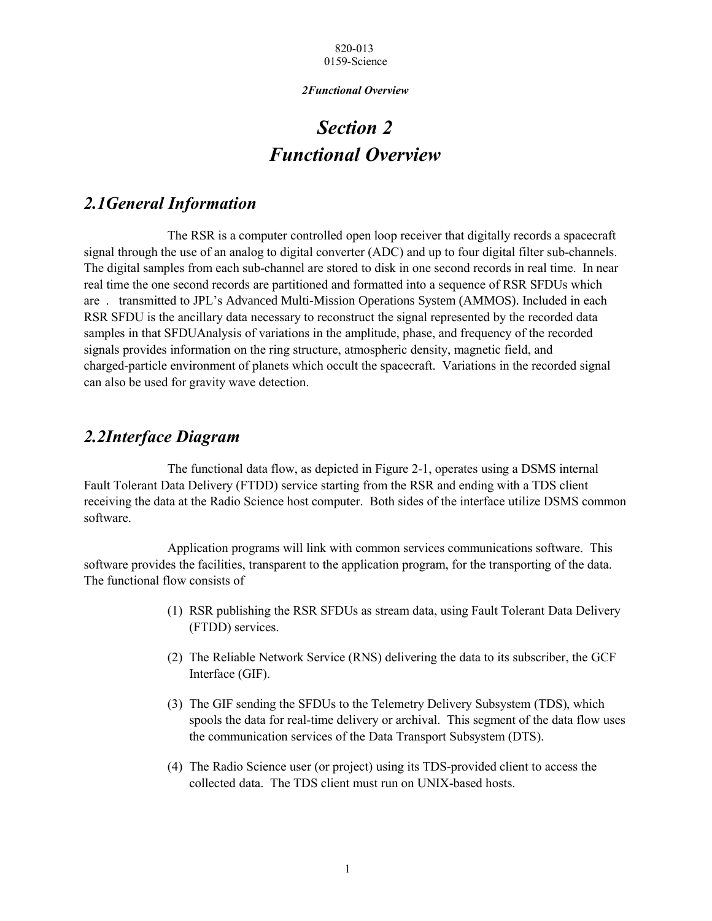# Section 2
# Functional Overview

## 2.1General Information

The RSR is a computer controlled open loop receiver that digitally records a spacecraft signal through the use of an analog to digital converter (ADC) and up to four digital filter sub-channels. The digital samples from each sub-channel are stored to disk in one second records in real time. In near real time the one second records are partitioned and formatted into a sequence of RSR SFDUs which are . transmitted to JPL's Advanced Multi-Mission Operations System (AMMOS). Included in each RSR SFDU is the ancillary data necessary to reconstruct the signal represented by the recorded data samples in that SFDUAnalysis of variations in the amplitude, phase, and frequency of the recorded signals provides information on the ring structure, atmospheric density, magnetic field, and charged-particle environment of planets which occult the spacecraft. Variations in the recorded signal can also be used for gravity wave detection.

## 2.2Interface Diagram

The functional data flow, as depicted in Figure 2-1, operates using a DSMS internal Fault Tolerant Data Delivery (FTDD) service starting from the RSR and ending with a TDS client receiving the data at the Radio Science host computer. Both sides of the interface utilize DSMS common software.

Application programs will link with common services communications software. This software provides the facilities, transparent to the application program, for the transporting of the data. The functional flow consists of

(1) RSR publishing the RSR SFDUs as stream data, using Fault Tolerant Data Delivery (FTDD) services.

(2) The Reliable Network Service (RNS) delivering the data to its subscriber, the GCF Interface (GIF).

(3) The GIF sending the SFDUs to the Telemetry Delivery Subsystem (TDS), which spools the data for real-time delivery or archival. This segment of the data flow uses the communication services of the Data Transport Subsystem (DTS).

(4) The Radio Science user (or project) using its TDS-provided client to access the collected data. The TDS client must run on UNIX-based hosts.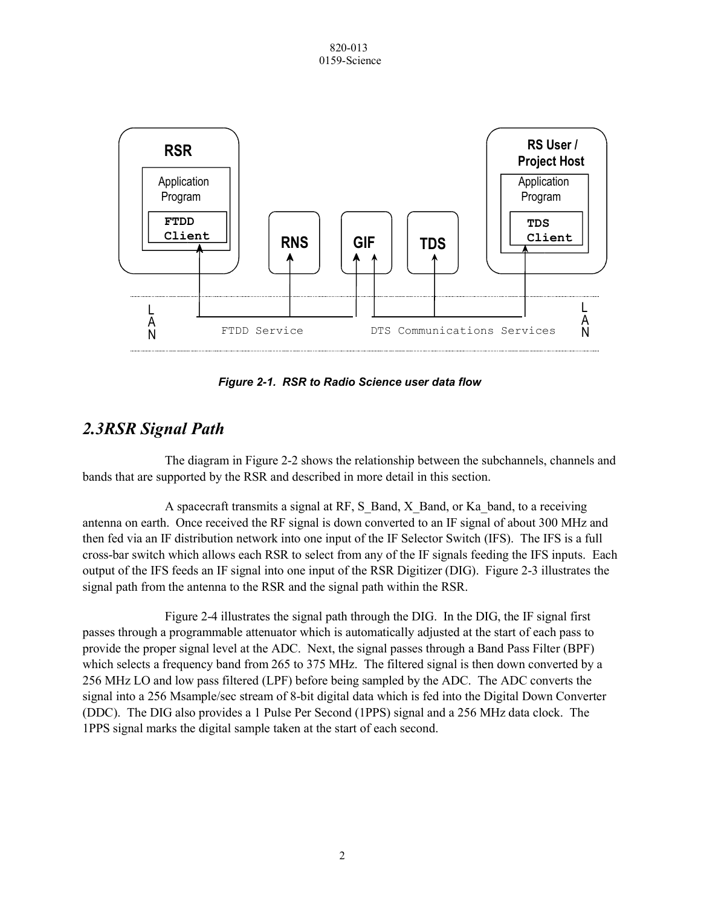Figure 2-1. RSR to Radio Science user data flow

## 2.3 RSR Signal Path

The diagram in Figure 2-2 shows the relationship between the subchannels, channels and bands that are supported by the RSR and described in more detail in this section.

A spacecraft transmits a signal at RF, S_Band, X_Band, or Ka_band, to a receiving antenna on earth. Once received the RF signal is down converted to an IF signal of about 300 MHz and then fed via an IF distribution network into one input of the IF Selector Switch (IFS). The IFS is a full cross-bar switch which allows each RSR to select from any of the IF signals feeding the IFS inputs. Each output of the IFS feeds an IF signal into one input of the RSR Digitizer (DIG). Figure 2-3 illustrates the signal path from the antenna to the RSR and the signal path within the RSR.

Figure 2-4 illustrates the signal path through the DIG. In the DIG, the IF signal first passes through a programmable attenuator which is automatically adjusted at the start of each pass to provide the proper signal level at the ADC. Next, the signal passes through a Band Pass Filter (BPF) which selects a frequency band from 265 to 375 MHz. The filtered signal is then down converted by a 256 MHz LO and low pass filtered (LPF) before being sampled by the ADC. The ADC converts the signal into a 256 Msample/sec stream of 8-bit digital data which is fed into the Digital Down Converter (DDC). The DIG also provides a 1 Pulse Per Second (1PPS) signal and a 256 MHz data clock. The 1PPS signal marks the digital sample taken at the start of each second.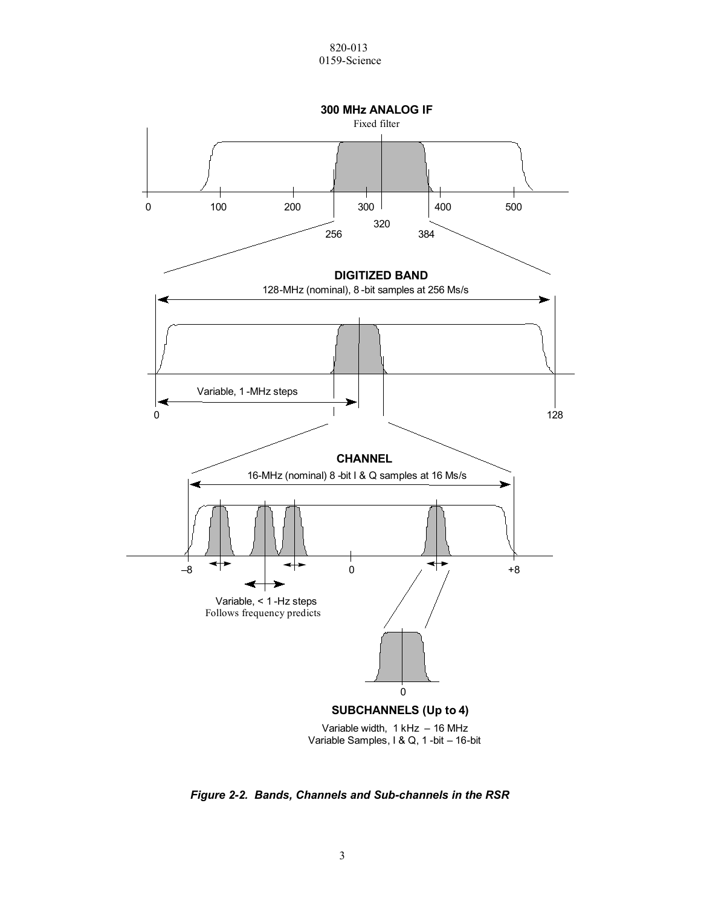**300 MHz ANALOG IF**

Fixed filter

0 100 200 300 320 256 384 400 500

**DIGITIZED BAND**

128-MHz (nominal), 8-bit samples at 256 Ms/s

Variable, 1-MHz steps

0 128

**CHANNEL**

16-MHz (nominal) 8-bit I & Q samples at 16 Ms/s

–8 0 +8

Variable, < 1-Hz steps
Follows frequency predicts

0

**SUBCHANNELS (Up to 4)**

Variable width, 1 kHz – 16 MHz
Variable Samples, I & Q, 1-bit – 16-bit

***Figure 2-2. Bands, Channels and Sub-channels in the RSR***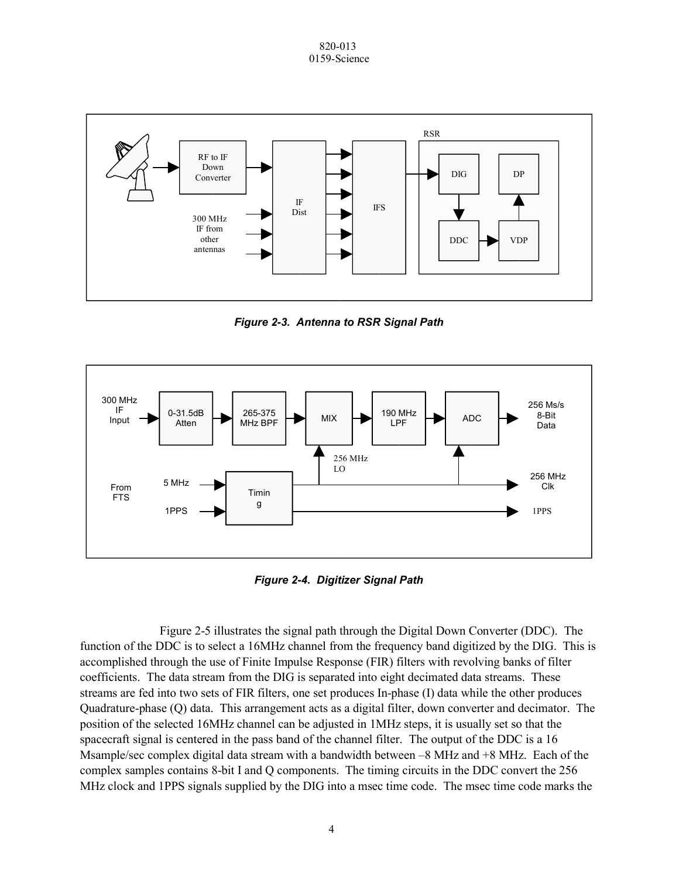*Figure 2-3. Antenna to RSR Signal Path*

*Figure 2-4. Digitizer Signal Path*

Figure 2-5 illustrates the signal path through the Digital Down Converter (DDC). The function of the DDC is to select a 16MHz channel from the frequency band digitized by the DIG. This is accomplished through the use of Finite Impulse Response (FIR) filters with revolving banks of filter coefficients. The data stream from the DIG is separated into eight decimated data streams. These streams are fed into two sets of FIR filters, one set produces In-phase (I) data while the other produces Quadrature-phase (Q) data. This arrangement acts as a digital filter, down converter and decimator. The position of the selected 16MHz channel can be adjusted in 1MHz steps, it is usually set so that the spacecraft signal is centered in the pass band of the channel filter. The output of the DDC is a 16 Msample/sec complex digital data stream with a bandwidth between –8 MHz and +8 MHz. Each of the complex samples contains 8-bit I and Q components. The timing circuits in the DDC convert the 256 MHz clock and 1PPS signals supplied by the DIG into a msec time code. The msec time code marks the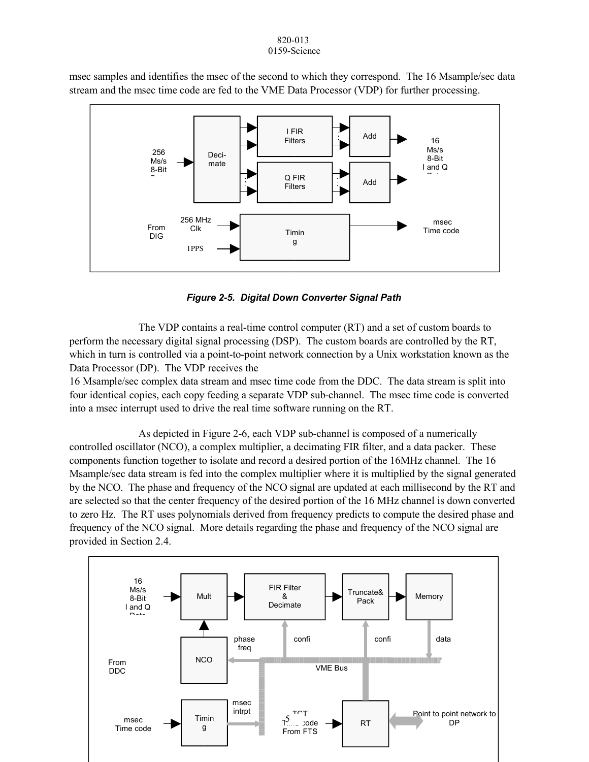msec samples and identifies the msec of the second to which they correspond. The 16 Msample/sec data stream and the msec time code are fed to the VME Data Processor (VDP) for further processing.

*Figure 2-5. Digital Down Converter Signal Path*

The VDP contains a real-time control computer (RT) and a set of custom boards to perform the necessary digital signal processing (DSP). The custom boards are controlled by the RT, which in turn is controlled via a point-to-point network connection by a Unix workstation known as the Data Processor (DP). The VDP receives the 16 Msample/sec complex data stream and msec time code from the DDC. The data stream is split into four identical copies, each copy feeding a separate VDP sub-channel. The msec time code is converted into a msec interrupt used to drive the real time software running on the RT.

As depicted in Figure 2-6, each VDP sub-channel is composed of a numerically controlled oscillator (NCO), a complex multiplier, a decimating FIR filter, and a data packer. These components function together to isolate and record a desired portion of the 16MHz channel. The 16 Msample/sec data stream is fed into the complex multiplier where it is multiplied by the signal generated by the NCO. The phase and frequency of the NCO signal are updated at each millisecond by the RT and are selected so that the center frequency of the desired portion of the 16 MHz channel is down converted to zero Hz. The RT uses polynomials derived from frequency predicts to compute the desired phase and frequency of the NCO signal. More details regarding the phase and frequency of the NCO signal are provided in Section 2.4.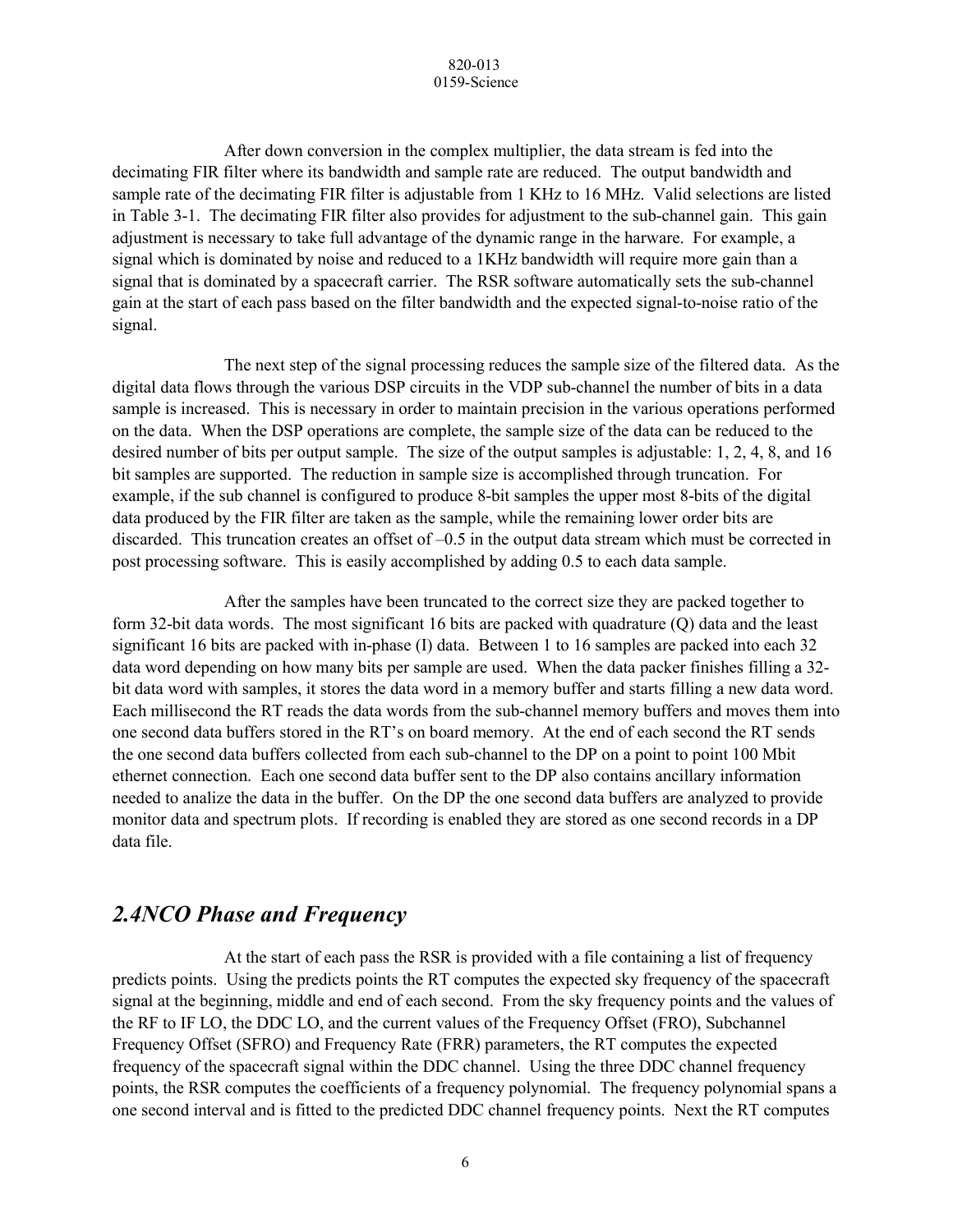After down conversion in the complex multiplier, the data stream is fed into the decimating FIR filter where its bandwidth and sample rate are reduced. The output bandwidth and sample rate of the decimating FIR filter is adjustable from 1 KHz to 16 MHz. Valid selections are listed in Table 3-1. The decimating FIR filter also provides for adjustment to the sub-channel gain. This gain adjustment is necessary to take full advantage of the dynamic range in the harware. For example, a signal which is dominated by noise and reduced to a 1KHz bandwidth will require more gain than a signal that is dominated by a spacecraft carrier. The RSR software automatically sets the sub-channel gain at the start of each pass based on the filter bandwidth and the expected signal-to-noise ratio of the signal.

The next step of the signal processing reduces the sample size of the filtered data. As the digital data flows through the various DSP circuits in the VDP sub-channel the number of bits in a data sample is increased. This is necessary in order to maintain precision in the various operations performed on the data. When the DSP operations are complete, the sample size of the data can be reduced to the desired number of bits per output sample. The size of the output samples is adjustable: 1, 2, 4, 8, and 16 bit samples are supported. The reduction in sample size is accomplished through truncation. For example, if the sub channel is configured to produce 8-bit samples the upper most 8-bits of the digital data produced by the FIR filter are taken as the sample, while the remaining lower order bits are discarded. This truncation creates an offset of –0.5 in the output data stream which must be corrected in post processing software. This is easily accomplished by adding 0.5 to each data sample.

After the samples have been truncated to the correct size they are packed together to form 32-bit data words. The most significant 16 bits are packed with quadrature (Q) data and the least significant 16 bits are packed with in-phase (I) data. Between 1 to 16 samples are packed into each 32 data word depending on how many bits per sample are used. When the data packer finishes filling a 32-bit data word with samples, it stores the data word in a memory buffer and starts filling a new data word. Each millisecond the RT reads the data words from the sub-channel memory buffers and moves them into one second data buffers stored in the RT's on board memory. At the end of each second the RT sends the one second data buffers collected from each sub-channel to the DP on a point to point 100 Mbit ethernet connection. Each one second data buffer sent to the DP also contains ancillary information needed to analize the data in the buffer. On the DP the one second data buffers are analyzed to provide monitor data and spectrum plots. If recording is enabled they are stored as one second records in a DP data file.

## *2.4NCO Phase and Frequency*

At the start of each pass the RSR is provided with a file containing a list of frequency predicts points. Using the predicts points the RT computes the expected sky frequency of the spacecraft signal at the beginning, middle and end of each second. From the sky frequency points and the values of the RF to IF LO, the DDC LO, and the current values of the Frequency Offset (FRO), Subchannel Frequency Offset (SFRO) and Frequency Rate (FRR) parameters, the RT computes the expected frequency of the spacecraft signal within the DDC channel. Using the three DDC channel frequency points, the RSR computes the coefficients of a frequency polynomial. The frequency polynomial spans a one second interval and is fitted to the predicted DDC channel frequency points. Next the RT computes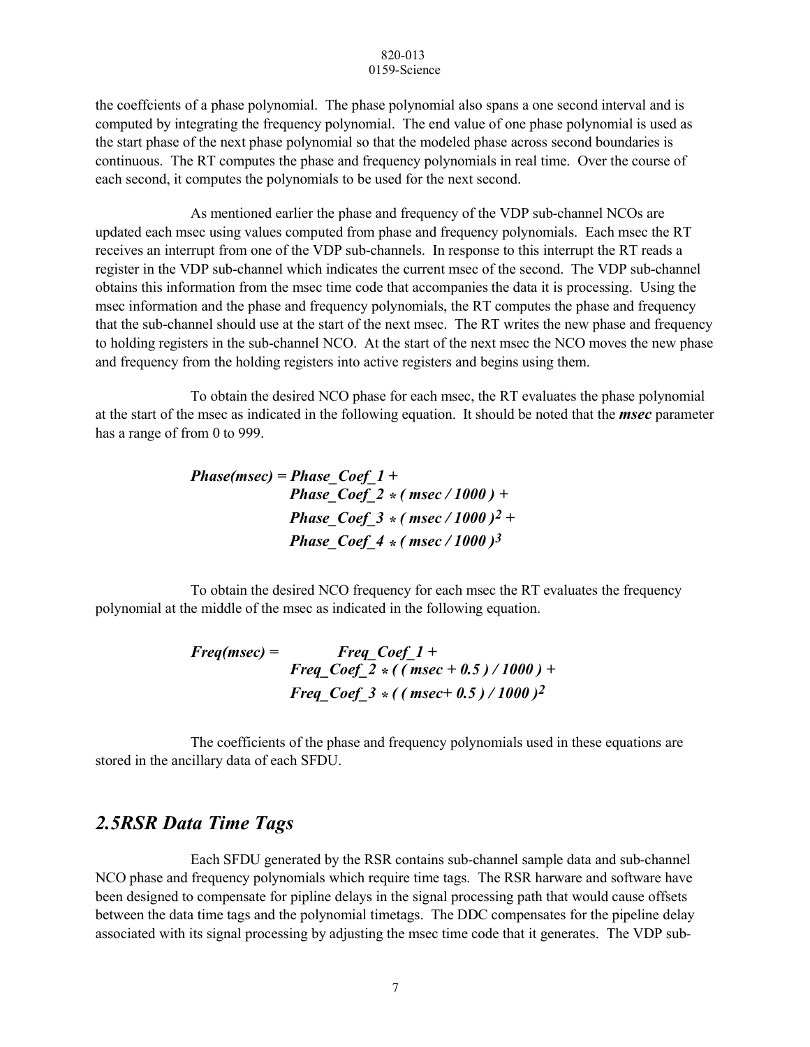the coeffcients of a phase polynomial. The phase polynomial also spans a one second interval and is computed by integrating the frequency polynomial. The end value of one phase polynomial is used as the start phase of the next phase polynomial so that the modeled phase across second boundaries is continuous. The RT computes the phase and frequency polynomials in real time. Over the course of each second, it computes the polynomials to be used for the next second.

As mentioned earlier the phase and frequency of the VDP sub-channel NCOs are updated each msec using values computed from phase and frequency polynomials. Each msec the RT receives an interrupt from one of the VDP sub-channels. In response to this interrupt the RT reads a register in the VDP sub-channel which indicates the current msec of the second. The VDP sub-channel obtains this information from the msec time code that accompanies the data it is processing. Using the msec information and the phase and frequency polynomials, the RT computes the phase and frequency that the sub-channel should use at the start of the next msec. The RT writes the new phase and frequency to holding registers in the sub-channel NCO. At the start of the next msec the NCO moves the new phase and frequency from the holding registers into active registers and begins using them.

To obtain the desired NCO phase for each msec, the RT evaluates the phase polynomial at the start of the msec as indicated in the following equation. It should be noted that the ***msec*** parameter has a range of from 0 to 999.

$$
\begin{aligned}
Phase(msec) = \; & Phase\_Coef\_1 + \\
& Phase\_Coef\_2 * ( msec / 1000 ) + \\
& Phase\_Coef\_3 * ( msec / 1000 )^2 + \\
& Phase\_Coef\_4 * ( msec / 1000 )^3
\end{aligned}
$$

To obtain the desired NCO frequency for each msec the RT evaluates the frequency polynomial at the middle of the msec as indicated in the following equation.

$$
\begin{aligned}
Freq(msec) = \; & Freq\_Coef\_1 + \\
& Freq\_Coef\_2 * ( ( msec + 0.5 ) / 1000 ) + \\
& Freq\_Coef\_3 * ( ( msec + 0.5 ) / 1000 )^2
\end{aligned}
$$

The coefficients of the phase and frequency polynomials used in these equations are stored in the ancillary data of each SFDU.

## 2.5RSR Data Time Tags

Each SFDU generated by the RSR contains sub-channel sample data and sub-channel NCO phase and frequency polynomials which require time tags. The RSR harware and software have been designed to compensate for pipline delays in the signal processing path that would cause offsets between the data time tags and the polynomial timetags. The DDC compensates for the pipeline delay associated with its signal processing by adjusting the msec time code that it generates. The VDP sub-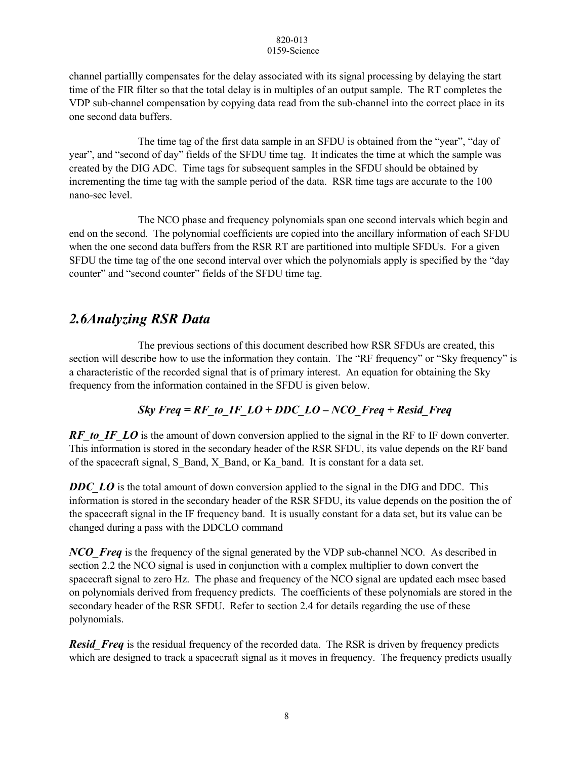channel partiallly compensates for the delay associated with its signal processing by delaying the start time of the FIR filter so that the total delay is in multiples of an output sample. The RT completes the VDP sub-channel compensation by copying data read from the sub-channel into the correct place in its one second data buffers.

The time tag of the first data sample in an SFDU is obtained from the "year", "day of year", and "second of day" fields of the SFDU time tag. It indicates the time at which the sample was created by the DIG ADC. Time tags for subsequent samples in the SFDU should be obtained by incrementing the time tag with the sample period of the data. RSR time tags are accurate to the 100 nano-sec level.

The NCO phase and frequency polynomials span one second intervals which begin and end on the second. The polynomial coefficients are copied into the ancillary information of each SFDU when the one second data buffers from the RSR RT are partitioned into multiple SFDUs. For a given SFDU the time tag of the one second interval over which the polynomials apply is specified by the "day counter" and "second counter" fields of the SFDU time tag.

## *2.6Analyzing RSR Data*

The previous sections of this document described how RSR SFDUs are created, this section will describe how to use the information they contain. The "RF frequency" or "Sky frequency" is a characteristic of the recorded signal that is of primary interest. An equation for obtaining the Sky frequency from the information contained in the SFDU is given below.

$$Sky\ Freq = RF\_to\_IF\_LO + DDC\_LO - NCO\_Freq + Resid\_Freq$$

***RF_to_IF_LO*** is the amount of down conversion applied to the signal in the RF to IF down converter. This information is stored in the secondary header of the RSR SFDU, its value depends on the RF band of the spacecraft signal, S_Band, X_Band, or Ka_band. It is constant for a data set.

***DDC_LO*** is the total amount of down conversion applied to the signal in the DIG and DDC. This information is stored in the secondary header of the RSR SFDU, its value depends on the position the of the spacecraft signal in the IF frequency band. It is usually constant for a data set, but its value can be changed during a pass with the DDCLO command

***NCO_Freq*** is the frequency of the signal generated by the VDP sub-channel NCO. As described in section 2.2 the NCO signal is used in conjunction with a complex multiplier to down convert the spacecraft signal to zero Hz. The phase and frequency of the NCO signal are updated each msec based on polynomials derived from frequency predicts. The coefficients of these polynomials are stored in the secondary header of the RSR SFDU. Refer to section 2.4 for details regarding the use of these polynomials.

***Resid_Freq*** is the residual frequency of the recorded data. The RSR is driven by frequency predicts which are designed to track a spacecraft signal as it moves in frequency. The frequency predicts usually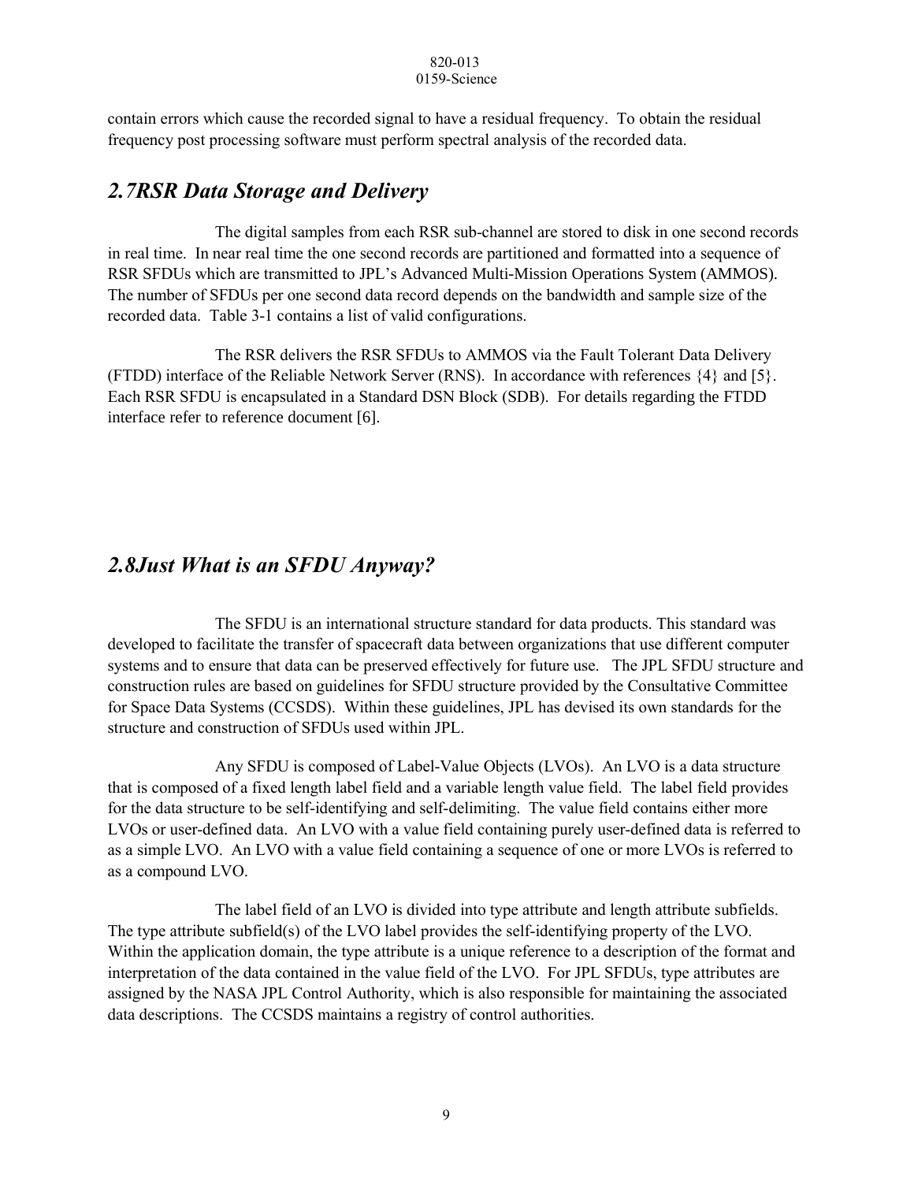contain errors which cause the recorded signal to have a residual frequency. To obtain the residual frequency post processing software must perform spectral analysis of the recorded data.

## *2.7RSR Data Storage and Delivery*

The digital samples from each RSR sub-channel are stored to disk in one second records in real time. In near real time the one second records are partitioned and formatted into a sequence of RSR SFDUs which are transmitted to JPL's Advanced Multi-Mission Operations System (AMMOS). The number of SFDUs per one second data record depends on the bandwidth and sample size of the recorded data. Table 3-1 contains a list of valid configurations.

The RSR delivers the RSR SFDUs to AMMOS via the Fault Tolerant Data Delivery (FTDD) interface of the Reliable Network Server (RNS). In accordance with references {4} and [5}. Each RSR SFDU is encapsulated in a Standard DSN Block (SDB). For details regarding the FTDD interface refer to reference document [6].

## *2.8Just What is an SFDU Anyway?*

The SFDU is an international structure standard for data products. This standard was developed to facilitate the transfer of spacecraft data between organizations that use different computer systems and to ensure that data can be preserved effectively for future use. The JPL SFDU structure and construction rules are based on guidelines for SFDU structure provided by the Consultative Committee for Space Data Systems (CCSDS). Within these guidelines, JPL has devised its own standards for the structure and construction of SFDUs used within JPL.

Any SFDU is composed of Label-Value Objects (LVOs). An LVO is a data structure that is composed of a fixed length label field and a variable length value field. The label field provides for the data structure to be self-identifying and self-delimiting. The value field contains either more LVOs or user-defined data. An LVO with a value field containing purely user-defined data is referred to as a simple LVO. An LVO with a value field containing a sequence of one or more LVOs is referred to as a compound LVO.

The label field of an LVO is divided into type attribute and length attribute subfields. The type attribute subfield(s) of the LVO label provides the self-identifying property of the LVO. Within the application domain, the type attribute is a unique reference to a description of the format and interpretation of the data contained in the value field of the LVO. For JPL SFDUs, type attributes are assigned by the NASA JPL Control Authority, which is also responsible for maintaining the associated data descriptions. The CCSDS maintains a registry of control authorities.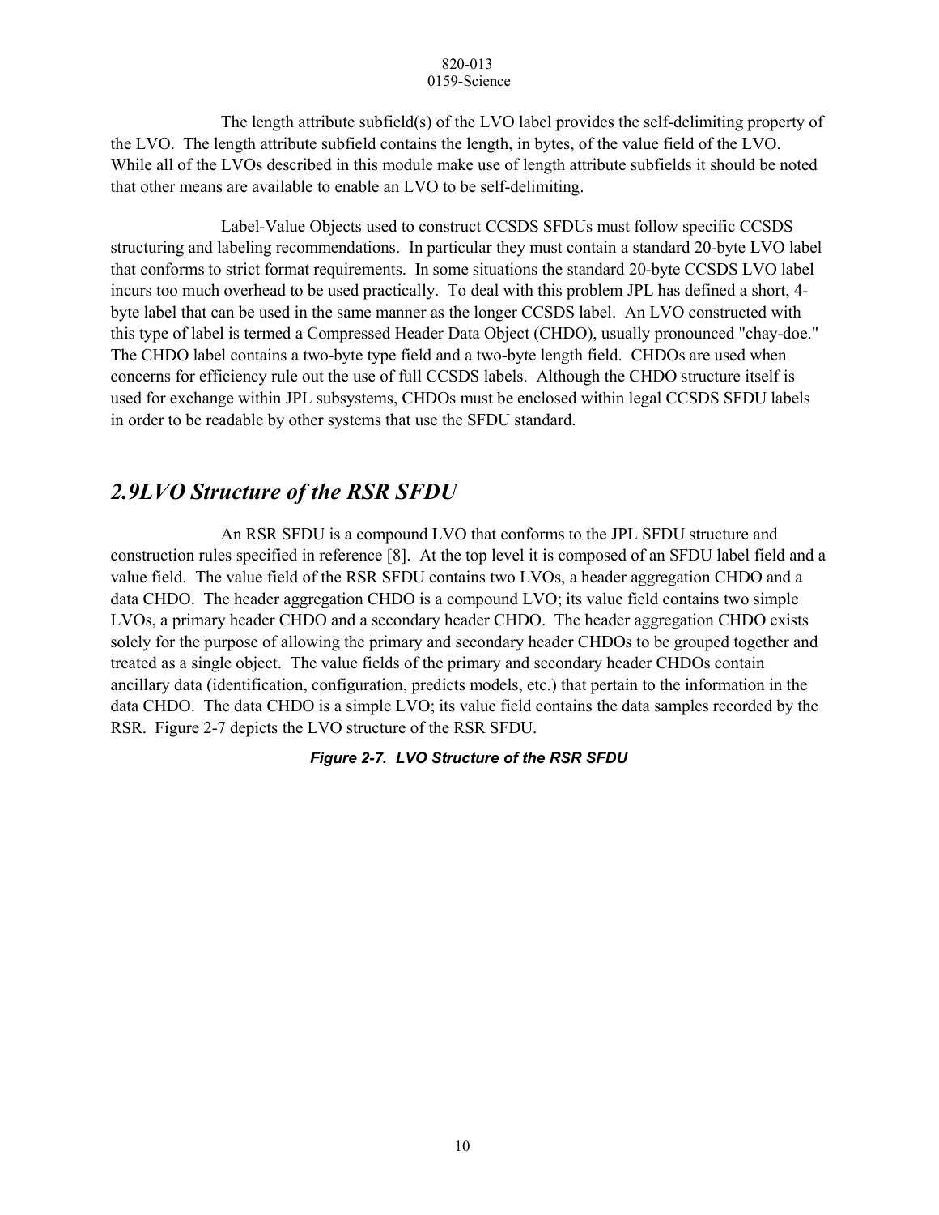The length attribute subfield(s) of the LVO label provides the self-delimiting property of the LVO. The length attribute subfield contains the length, in bytes, of the value field of the LVO. While all of the LVOs described in this module make use of length attribute subfields it should be noted that other means are available to enable an LVO to be self-delimiting.

Label-Value Objects used to construct CCSDS SFDUs must follow specific CCSDS structuring and labeling recommendations. In particular they must contain a standard 20-byte LVO label that conforms to strict format requirements. In some situations the standard 20-byte CCSDS LVO label incurs too much overhead to be used practically. To deal with this problem JPL has defined a short, 4-byte label that can be used in the same manner as the longer CCSDS label. An LVO constructed with this type of label is termed a Compressed Header Data Object (CHDO), usually pronounced "chay-doe." The CHDO label contains a two-byte type field and a two-byte length field. CHDOs are used when concerns for efficiency rule out the use of full CCSDS labels. Although the CHDO structure itself is used for exchange within JPL subsystems, CHDOs must be enclosed within legal CCSDS SFDU labels in order to be readable by other systems that use the SFDU standard.

## *2.9 LVO Structure of the RSR SFDU*

An RSR SFDU is a compound LVO that conforms to the JPL SFDU structure and construction rules specified in reference [8]. At the top level it is composed of an SFDU label field and a value field. The value field of the RSR SFDU contains two LVOs, a header aggregation CHDO and a data CHDO. The header aggregation CHDO is a compound LVO; its value field contains two simple LVOs, a primary header CHDO and a secondary header CHDO. The header aggregation CHDO exists solely for the purpose of allowing the primary and secondary header CHDOs to be grouped together and treated as a single object. The value fields of the primary and secondary header CHDOs contain ancillary data (identification, configuration, predicts models, etc.) that pertain to the information in the data CHDO. The data CHDO is a simple LVO; its value field contains the data samples recorded by the RSR. Figure 2-7 depicts the LVO structure of the RSR SFDU.

***Figure 2-7. LVO Structure of the RSR SFDU***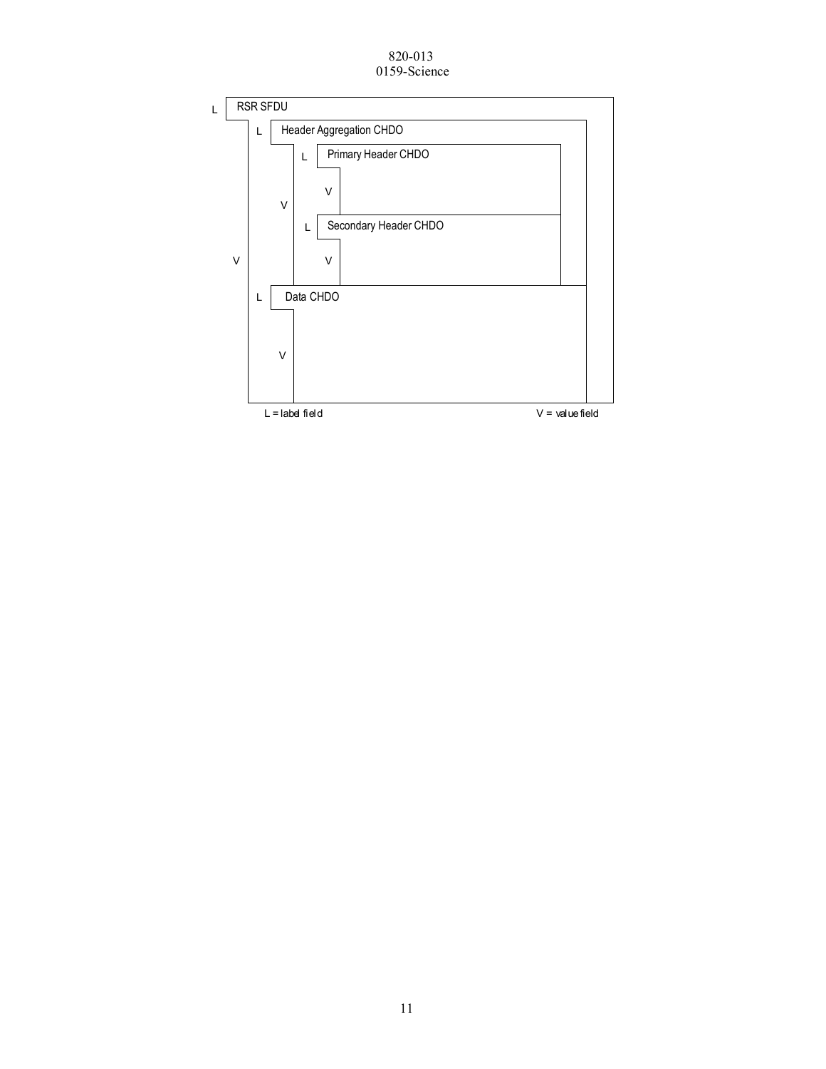L RSR SFDU

V

L Header Aggregation CHDO

V

L Primary Header CHDO

V

L Secondary Header CHDO

V

L Data CHDO

V

L = label field V = value field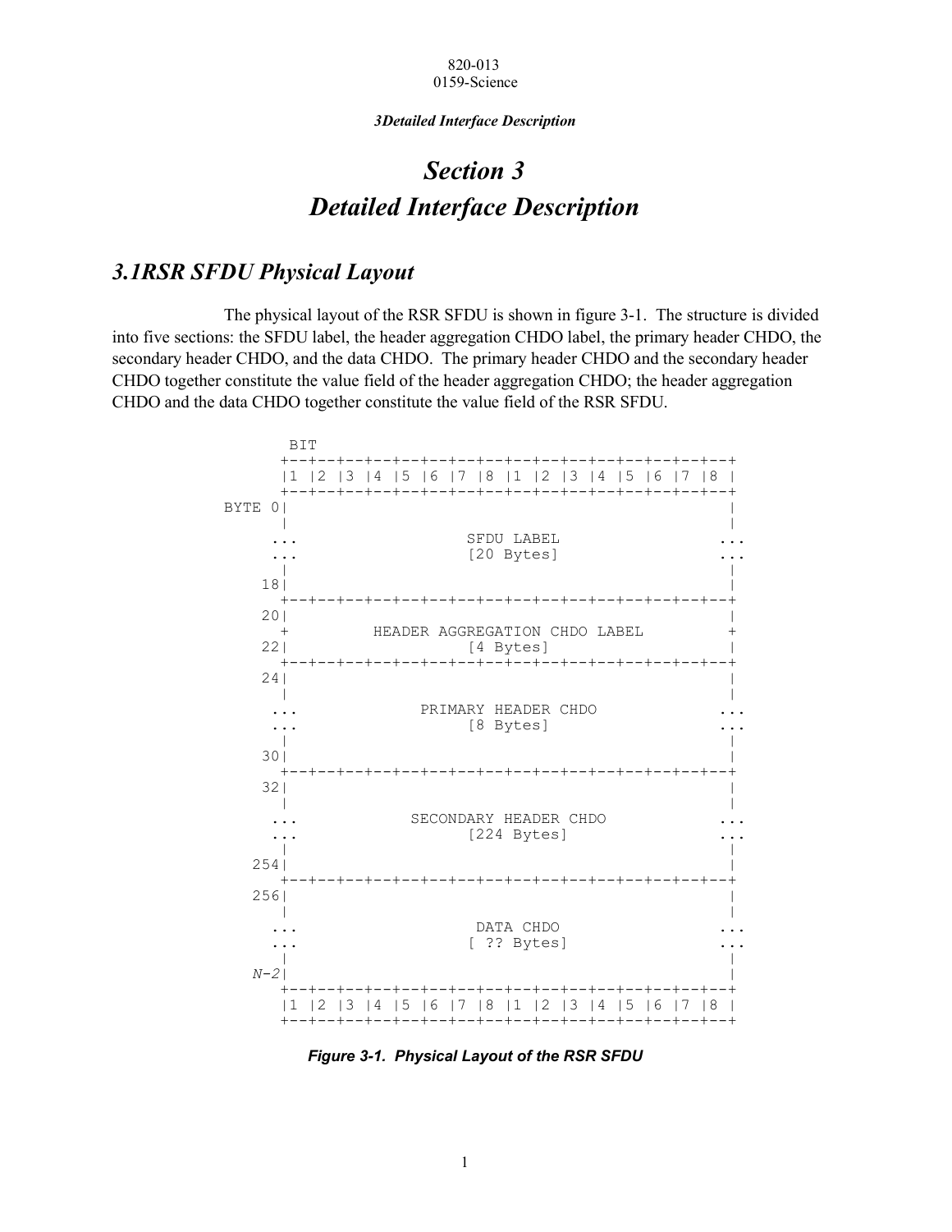# Section 3
# Detailed Interface Description

## 3.1 RSR SFDU Physical Layout

The physical layout of the RSR SFDU is shown in figure 3-1. The structure is divided into five sections: the SFDU label, the header aggregation CHDO label, the primary header CHDO, the secondary header CHDO, and the data CHDO. The primary header CHDO and the secondary header CHDO together constitute the value field of the header aggregation CHDO; the header aggregation CHDO and the data CHDO together constitute the value field of the RSR SFDU.

```
        BIT
       +--+--+--+--+--+--+--+--+--+--+--+--+--+--+--+--+
       |1 |2 |3 |4 |5 |6 |7 |8 |1 |2 |3 |4 |5 |6 |7 |8 |
       +--+--+--+--+--+--+--+--+--+--+--+--+--+--+--+--+
BYTE 0|                                               |
       |                                               |
      ...                  SFDU LABEL                 ...
      ...                  [20 Bytes]                 ...
       |                                               |
    18|                                               |
       +--+--+--+--+--+--+--+--+--+--+--+--+--+--+--+--+
    20|                                               |
       +         HEADER AGGREGATION CHDO LABEL         +
    22|                  [4 Bytes]                    |
       +--+--+--+--+--+--+--+--+--+--+--+--+--+--+--+--+
    24|                                               |
       |                                               |
      ...             PRIMARY HEADER CHDO             ...
      ...                  [8 Bytes]                  ...
       |                                               |
    30|                                               |
       +--+--+--+--+--+--+--+--+--+--+--+--+--+--+--+--+
    32|                                               |
       |                                               |
      ...            SECONDARY HEADER CHDO            ...
      ...                 [224 Bytes]                 ...
       |                                               |
   254|                                               |
       +--+--+--+--+--+--+--+--+--+--+--+--+--+--+--+--+
   256|                                               |
       |                                               |
      ...                  DATA CHDO                  ...
      ...                 [ ?? Bytes]                 ...
       |                                               |
   N-2|                                               |
       +--+--+--+--+--+--+--+--+--+--+--+--+--+--+--+--+
       |1 |2 |3 |4 |5 |6 |7 |8 |1 |2 |3 |4 |5 |6 |7 |8 |
       +--+--+--+--+--+--+--+--+--+--+--+--+--+--+--+--+
```

***Figure 3-1. Physical Layout of the RSR SFDU***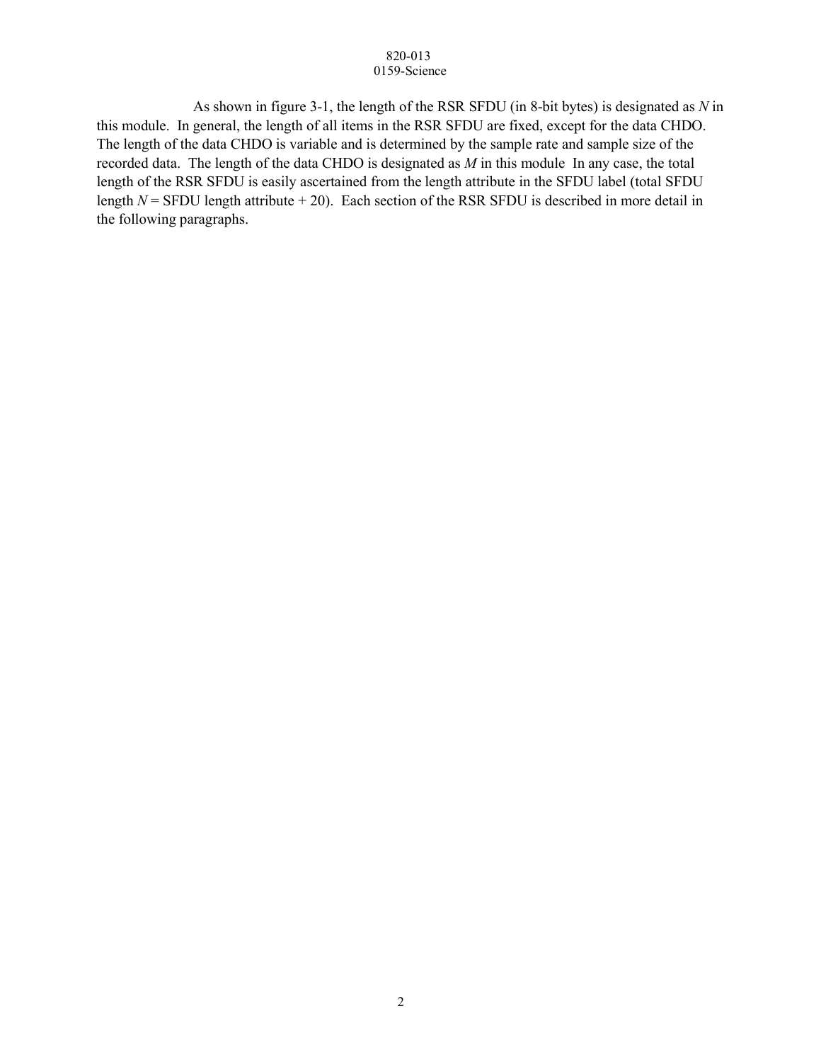As shown in figure 3-1, the length of the RSR SFDU (in 8-bit bytes) is designated as $N$ in this module. In general, the length of all items in the RSR SFDU are fixed, except for the data CHDO. The length of the data CHDO is variable and is determined by the sample rate and sample size of the recorded data. The length of the data CHDO is designated as $M$ in this module In any case, the total length of the RSR SFDU is easily ascertained from the length attribute in the SFDU label (total SFDU length $N$ = SFDU length attribute + 20). Each section of the RSR SFDU is described in more detail in the following paragraphs.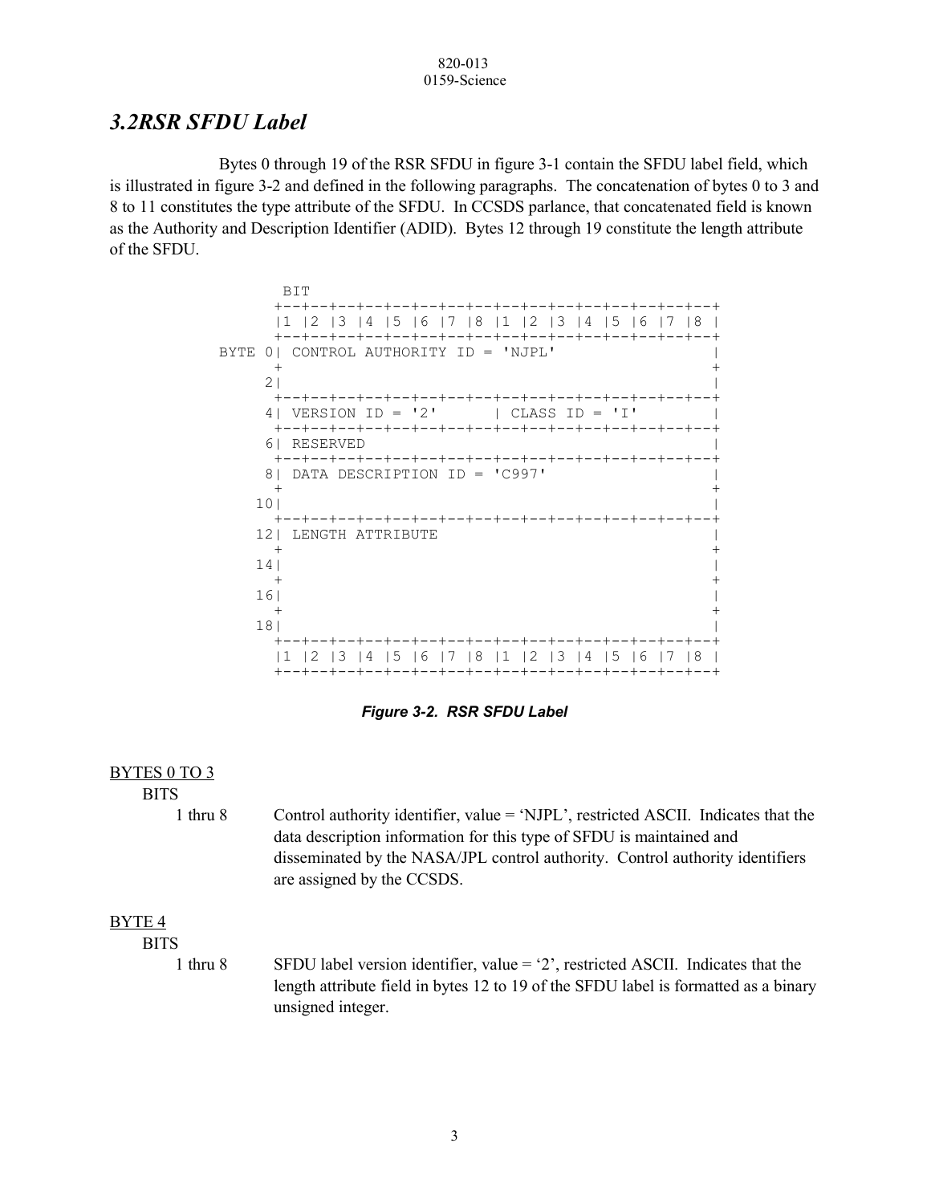## 3.2RSR SFDU Label

Bytes 0 through 19 of the RSR SFDU in figure 3-1 contain the SFDU label field, which is illustrated in figure 3-2 and defined in the following paragraphs. The concatenation of bytes 0 to 3 and 8 to 11 constitutes the type attribute of the SFDU. In CCSDS parlance, that concatenated field is known as the Authority and Description Identifier (ADID). Bytes 12 through 19 constitute the length attribute of the SFDU.

```
          BIT
         +--+--+--+--+--+--+--+--+--+--+--+--+--+--+--+--+
         |1 |2 |3 |4 |5 |6 |7 |8 |1 |2 |3 |4 |5 |6 |7 |8 |
         +--+--+--+--+--+--+--+--+--+--+--+--+--+--+--+--+
   BYTE 0| CONTROL AUTHORITY ID = 'NJPL'                 |
         +                                               +
        2|                                               |
         +--+--+--+--+--+--+--+--+--+--+--+--+--+--+--+--+
        4| VERSION ID = '2'      | CLASS ID = 'I'        |
         +--+--+--+--+--+--+--+--+--+--+--+--+--+--+--+--+
        6| RESERVED                                      |
         +--+--+--+--+--+--+--+--+--+--+--+--+--+--+--+--+
        8| DATA DESCRIPTION ID = 'C997'                  |
         +                                               +
       10|                                               |
         +--+--+--+--+--+--+--+--+--+--+--+--+--+--+--+--+
       12| LENGTH ATTRIBUTE                              |
         +                                               +
       14|                                               |
         +                                               +
       16|                                               |
         +                                               +
       18|                                               |
         +--+--+--+--+--+--+--+--+--+--+--+--+--+--+--+--+
         |1 |2 |3 |4 |5 |6 |7 |8 |1 |2 |3 |4 |5 |6 |7 |8 |
         +--+--+--+--+--+--+--+--+--+--+--+--+--+--+--+--+
```

***Figure 3-2. RSR SFDU Label***

BYTES 0 TO 3

BITS

1 thru 8 — Control authority identifier, value = 'NJPL', restricted ASCII. Indicates that the data description information for this type of SFDU is maintained and disseminated by the NASA/JPL control authority. Control authority identifiers are assigned by the CCSDS.

BYTE 4

BITS

1 thru 8 — SFDU label version identifier, value = '2', restricted ASCII. Indicates that the length attribute field in bytes 12 to 19 of the SFDU label is formatted as a binary unsigned integer.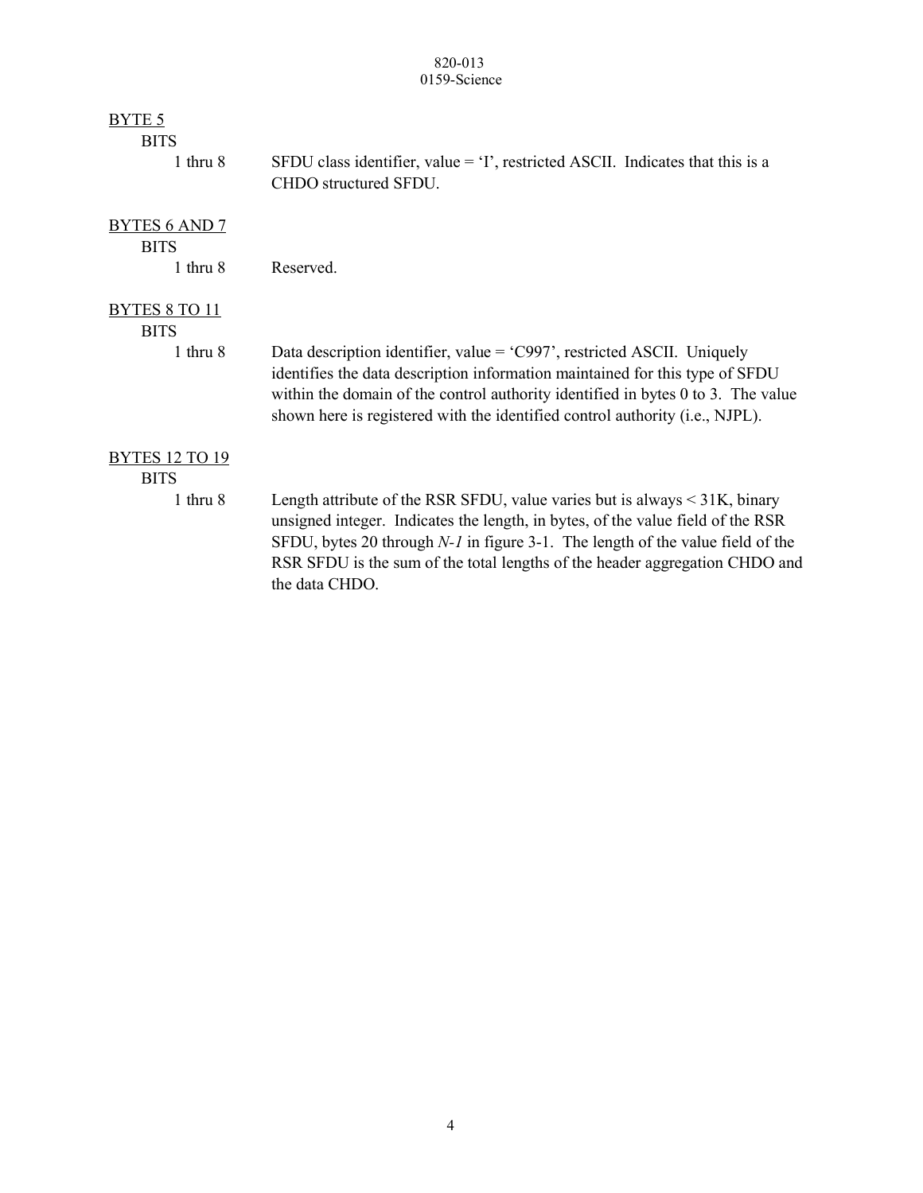BYTE 5

BITS

1 thru 8 SFDU class identifier, value = 'I', restricted ASCII. Indicates that this is a CHDO structured SFDU.

BYTES 6 AND 7

BITS

1 thru 8 Reserved.

BYTES 8 TO 11

BITS

1 thru 8 Data description identifier, value = 'C997', restricted ASCII. Uniquely identifies the data description information maintained for this type of SFDU within the domain of the control authority identified in bytes 0 to 3. The value shown here is registered with the identified control authority (i.e., NJPL).

BYTES 12 TO 19

BITS

1 thru 8 Length attribute of the RSR SFDU, value varies but is always < 31K, binary unsigned integer. Indicates the length, in bytes, of the value field of the RSR SFDU, bytes 20 through *N-1* in figure 3-1. The length of the value field of the RSR SFDU is the sum of the total lengths of the header aggregation CHDO and the data CHDO.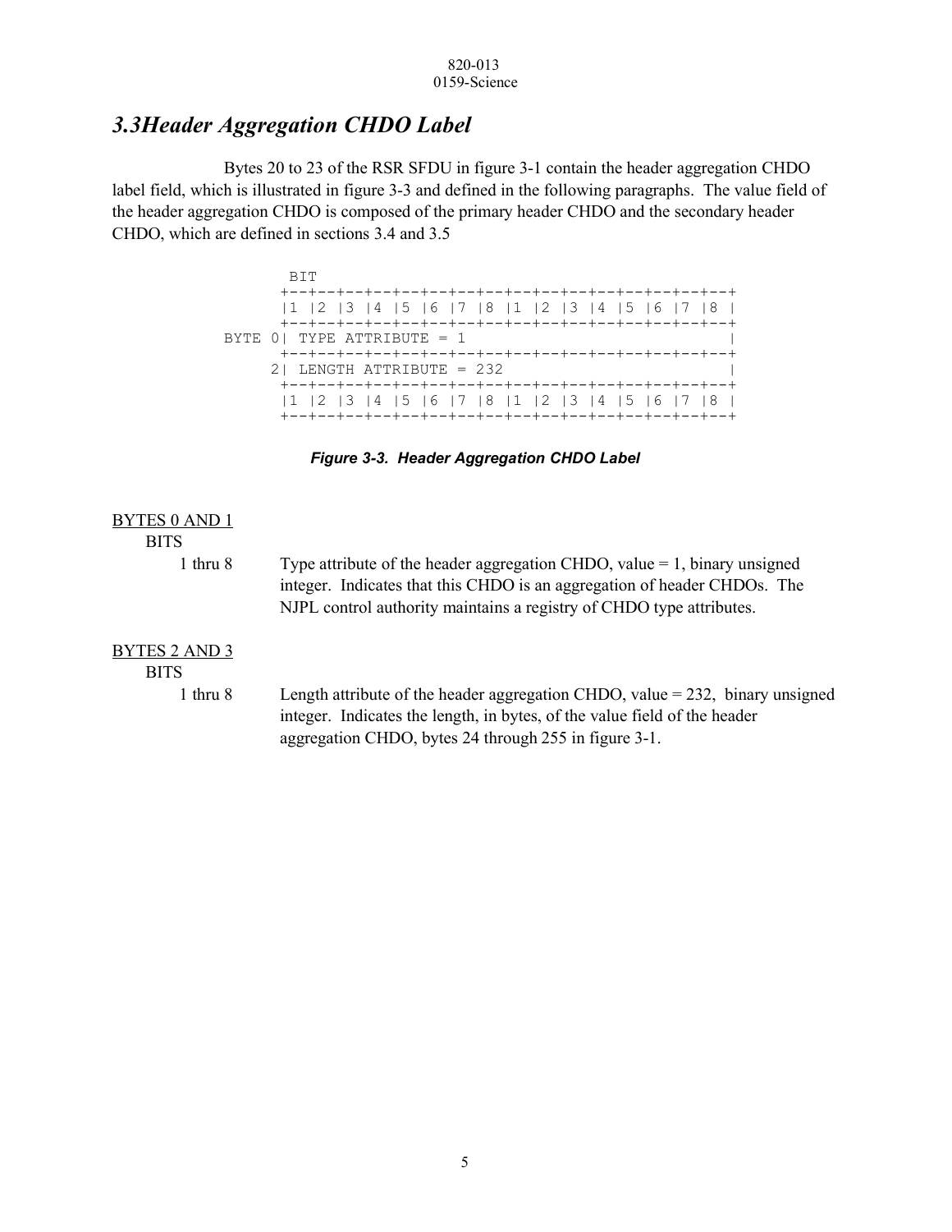## 3.3Header Aggregation CHDO Label

Bytes 20 to 23 of the RSR SFDU in figure 3-1 contain the header aggregation CHDO label field, which is illustrated in figure 3-3 and defined in the following paragraphs. The value field of the header aggregation CHDO is composed of the primary header CHDO and the secondary header CHDO, which are defined in sections 3.4 and 3.5

```
          BIT
         +--+--+--+--+--+--+--+--+--+--+--+--+--+--+--+--+
         |1 |2 |3 |4 |5 |6 |7 |8 |1 |2 |3 |4 |5 |6 |7 |8 |
         +--+--+--+--+--+--+--+--+--+--+--+--+--+--+--+--+
    BYTE 0| TYPE ATTRIBUTE = 1                             |
         +--+--+--+--+--+--+--+--+--+--+--+--+--+--+--+--+
        2| LENGTH ATTRIBUTE = 232                          |
         +--+--+--+--+--+--+--+--+--+--+--+--+--+--+--+--+
         |1 |2 |3 |4 |5 |6 |7 |8 |1 |2 |3 |4 |5 |6 |7 |8 |
         +--+--+--+--+--+--+--+--+--+--+--+--+--+--+--+--+
```

***Figure 3-3. Header Aggregation CHDO Label***

BYTES 0 AND 1

BITS

1 thru 8 — Type attribute of the header aggregation CHDO, value = 1, binary unsigned integer. Indicates that this CHDO is an aggregation of header CHDOs. The NJPL control authority maintains a registry of CHDO type attributes.

BYTES 2 AND 3

BITS

1 thru 8 — Length attribute of the header aggregation CHDO, value = 232, binary unsigned integer. Indicates the length, in bytes, of the value field of the header aggregation CHDO, bytes 24 through 255 in figure 3-1.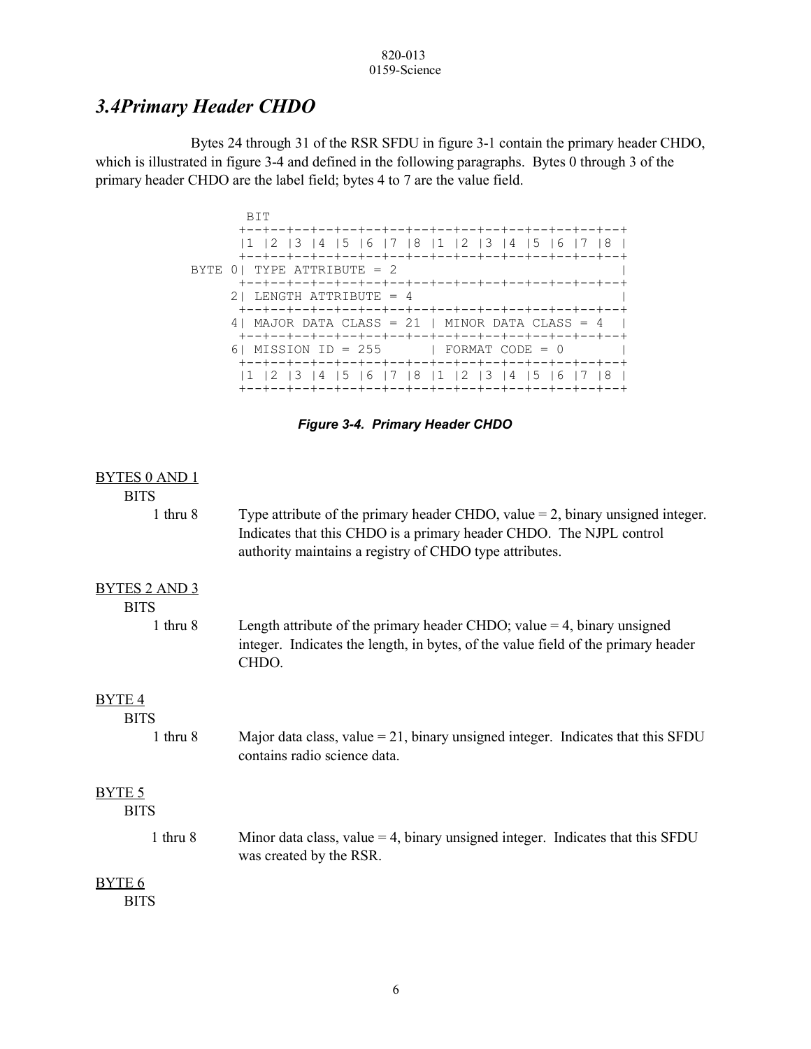## 3.4 Primary Header CHDO

Bytes 24 through 31 of the RSR SFDU in figure 3-1 contain the primary header CHDO, which is illustrated in figure 3-4 and defined in the following paragraphs. Bytes 0 through 3 of the primary header CHDO are the label field; bytes 4 to 7 are the value field.

```
           BIT
          +--+--+--+--+--+--+--+--+--+--+--+--+--+--+--+--+
          |1 |2 |3 |4 |5 |6 |7 |8 |1 |2 |3 |4 |5 |6 |7 |8 |
          +--+--+--+--+--+--+--+--+--+--+--+--+--+--+--+--+
    BYTE 0| TYPE ATTRIBUTE = 2                            |
          +--+--+--+--+--+--+--+--+--+--+--+--+--+--+--+--+
         2| LENGTH ATTRIBUTE = 4                          |
          +--+--+--+--+--+--+--+--+--+--+--+--+--+--+--+--+
         4| MAJOR DATA CLASS = 21 | MINOR DATA CLASS = 4  |
          +--+--+--+--+--+--+--+--+--+--+--+--+--+--+--+--+
         6| MISSION ID = 255      | FORMAT CODE = 0       |
          +--+--+--+--+--+--+--+--+--+--+--+--+--+--+--+--+
          |1 |2 |3 |4 |5 |6 |7 |8 |1 |2 |3 |4 |5 |6 |7 |8 |
          +--+--+--+--+--+--+--+--+--+--+--+--+--+--+--+--+
```

*Figure 3-4. Primary Header CHDO*

BYTES 0 AND 1

BITS

1 thru 8 — Type attribute of the primary header CHDO, value = 2, binary unsigned integer. Indicates that this CHDO is a primary header CHDO. The NJPL control authority maintains a registry of CHDO type attributes.

BYTES 2 AND 3

BITS

1 thru 8 — Length attribute of the primary header CHDO; value = 4, binary unsigned integer. Indicates the length, in bytes, of the value field of the primary header CHDO.

BYTE 4

BITS

1 thru 8 — Major data class, value = 21, binary unsigned integer. Indicates that this SFDU contains radio science data.

BYTE 5

BITS

1 thru 8 — Minor data class, value = 4, binary unsigned integer. Indicates that this SFDU was created by the RSR.

BYTE 6

BITS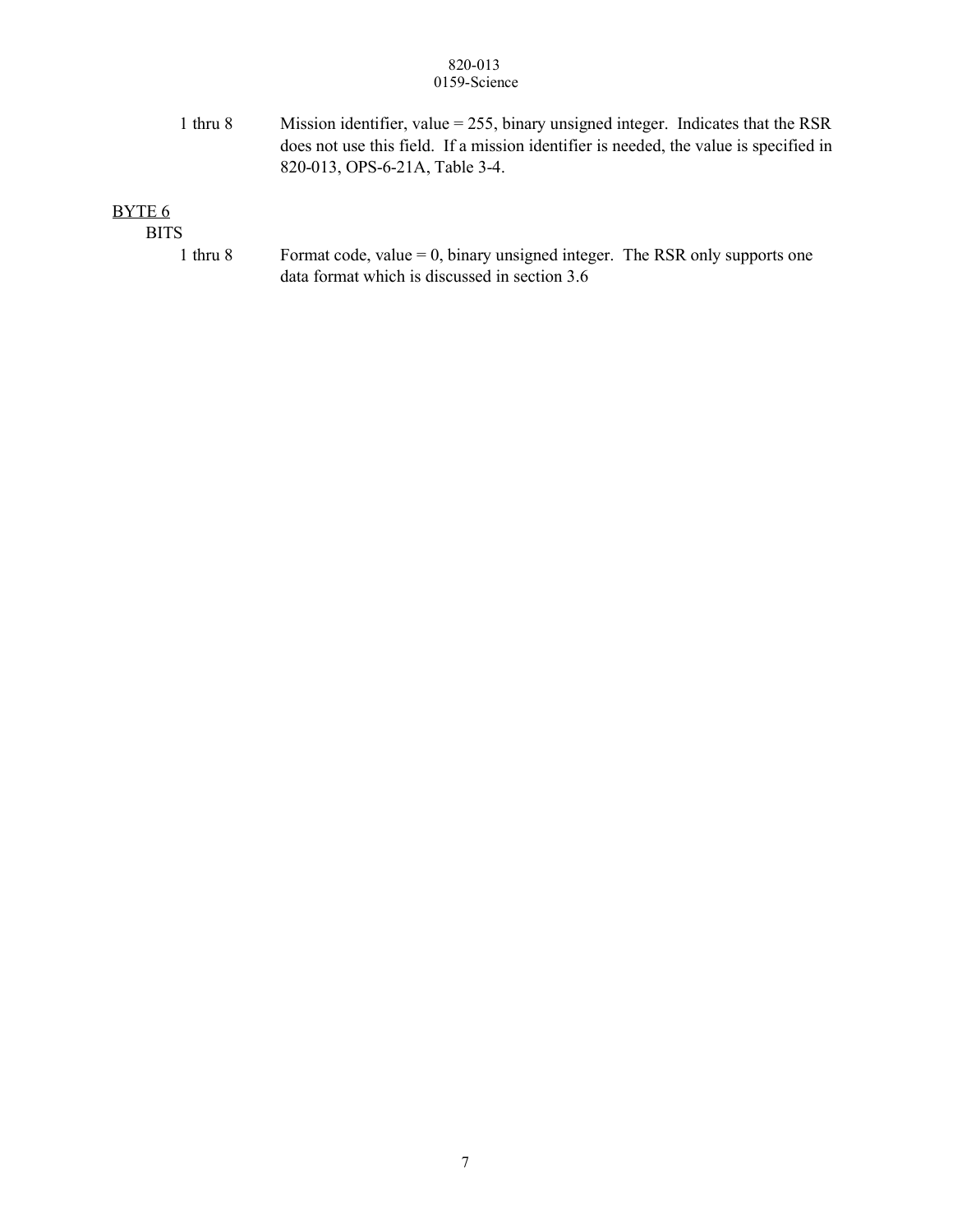1 thru 8 Mission identifier, value = 255, binary unsigned integer. Indicates that the RSR does not use this field. If a mission identifier is needed, the value is specified in 820-013, OPS-6-21A, Table 3-4.

BYTE 6

BITS

1 thru 8 Format code, value = 0, binary unsigned integer. The RSR only supports one data format which is discussed in section 3.6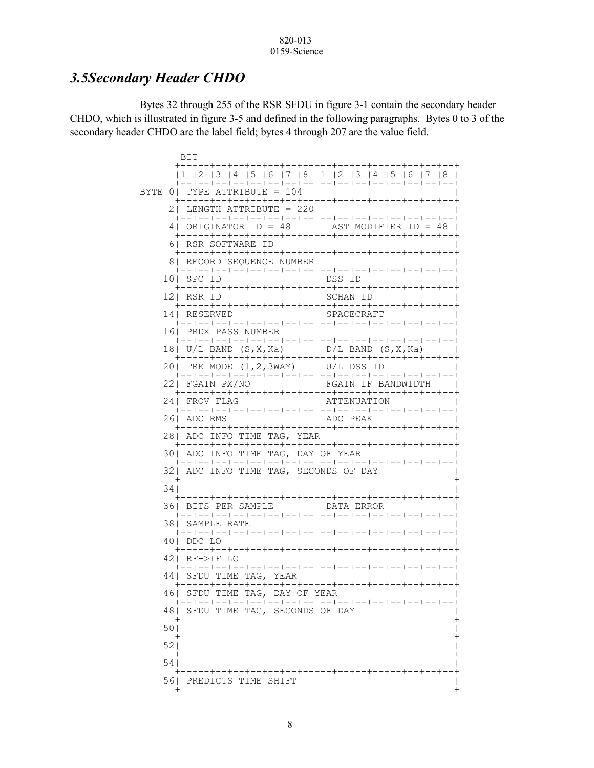## 3.5Secondary Header CHDO

Bytes 32 through 255 of the RSR SFDU in figure 3-1 contain the secondary header CHDO, which is illustrated in figure 3-5 and defined in the following paragraphs. Bytes 0 to 3 of the secondary header CHDO are the label field; bytes 4 through 207 are the value field.

```
          BIT
         +--+--+--+--+--+--+--+--+--+--+--+--+--+--+--+--+
         |1 |2 |3 |4 |5 |6 |7 |8 |1 |2 |3 |4 |5 |6 |7 |8 |
         +--+--+--+--+--+--+--+--+--+--+--+--+--+--+--+--+
   BYTE 0| TYPE ATTRIBUTE = 104                          |
         +--+--+--+--+--+--+--+--+--+--+--+--+--+--+--+--+
        2| LENGTH ATTRIBUTE = 220                        |
         +--+--+--+--+--+--+--+--+--+--+--+--+--+--+--+--+
        4| ORIGINATOR ID = 48    | LAST MODIFIER ID = 48 |
         +--+--+--+--+--+--+--+--+--+--+--+--+--+--+--+--+
        6| RSR SOFTWARE ID                               |
         +--+--+--+--+--+--+--+--+--+--+--+--+--+--+--+--+
        8| RECORD SEQUENCE NUMBER                        |
         +--+--+--+--+--+--+--+--+--+--+--+--+--+--+--+--+
       10| SPC ID                | DSS ID                |
         +--+--+--+--+--+--+--+--+--+--+--+--+--+--+--+--+
       12| RSR ID                | SCHAN ID              |
         +--+--+--+--+--+--+--+--+--+--+--+--+--+--+--+--+
       14| RESERVED              | SPACECRAFT            |
         +--+--+--+--+--+--+--+--+--+--+--+--+--+--+--+--+
       16| PRDX PASS NUMBER                              |
         +--+--+--+--+--+--+--+--+--+--+--+--+--+--+--+--+
       18| U/L BAND (S,X,Ka)     | D/L BAND (S,X,Ka)     |
         +--+--+--+--+--+--+--+--+--+--+--+--+--+--+--+--+
       20| TRK MODE (1,2,3WAY)   | U/L DSS ID            |
         +--+--+--+--+--+--+--+--+--+--+--+--+--+--+--+--+
       22| FGAIN PX/NO           | FGAIN IF BANDWIDTH    |
         +--+--+--+--+--+--+--+--+--+--+--+--+--+--+--+--+
       24| FROV FLAG             | ATTENUATION           |
         +--+--+--+--+--+--+--+--+--+--+--+--+--+--+--+--+
       26| ADC RMS               | ADC PEAK              |
         +--+--+--+--+--+--+--+--+--+--+--+--+--+--+--+--+
       28| ADC INFO TIME TAG, YEAR                       |
         +--+--+--+--+--+--+--+--+--+--+--+--+--+--+--+--+
       30| ADC INFO TIME TAG, DAY OF YEAR                |
         +--+--+--+--+--+--+--+--+--+--+--+--+--+--+--+--+
       32| ADC INFO TIME TAG, SECONDS OF DAY              |
         +                                               +
       34|                                               |
         +--+--+--+--+--+--+--+--+--+--+--+--+--+--+--+--+
       36| BITS PER SAMPLE       | DATA ERROR            |
         +--+--+--+--+--+--+--+--+--+--+--+--+--+--+--+--+
       38| SAMPLE RATE                                   |
         +--+--+--+--+--+--+--+--+--+--+--+--+--+--+--+--+
       40| DDC LO                                        |
         +--+--+--+--+--+--+--+--+--+--+--+--+--+--+--+--+
       42| RF->IF LO                                     |
         +--+--+--+--+--+--+--+--+--+--+--+--+--+--+--+--+
       44| SFDU TIME TAG, YEAR                           |
         +--+--+--+--+--+--+--+--+--+--+--+--+--+--+--+--+
       46| SFDU TIME TAG, DAY OF YEAR                    |
         +--+--+--+--+--+--+--+--+--+--+--+--+--+--+--+--+
       48| SFDU TIME TAG, SECONDS OF DAY                 |
         +                                               +
       50|                                               |
         +                                               +
       52|                                               |
         +                                               +
       54|                                               |
         +--+--+--+--+--+--+--+--+--+--+--+--+--+--+--+--+
       56| PREDICTS TIME SHIFT                           |
         +                                               +
```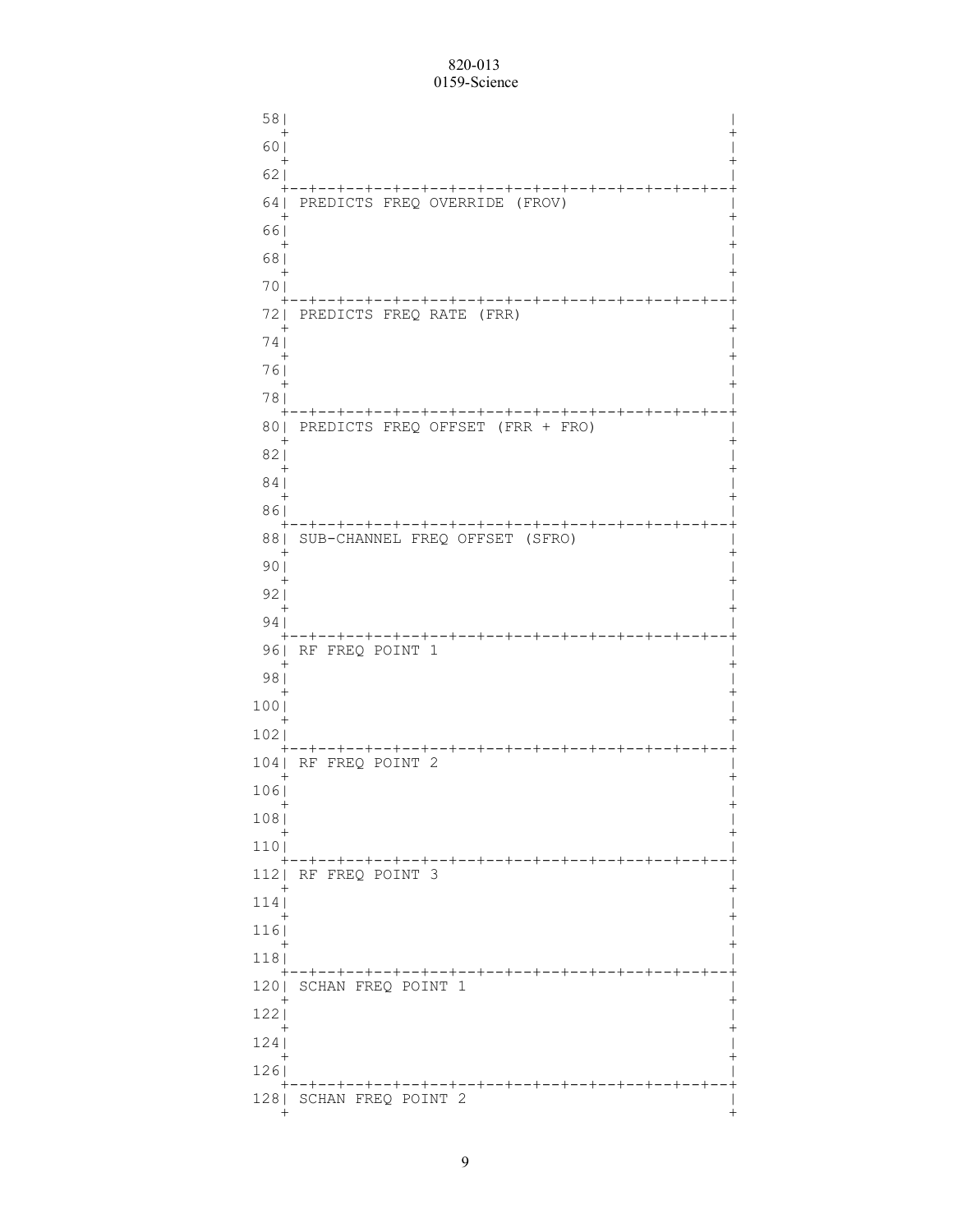```
 58|                                               |
   +                                               +
 60|                                               |
   +                                               +
 62|                                               |
   +--+--+--+--+--+--+--+--+--+--+--+--+--+--+--+--+
 64| PREDICTS FREQ OVERRIDE (FROV)                 |
   +                                               +
 66|                                               |
   +                                               +
 68|                                               |
   +                                               +
 70|                                               |
   +--+--+--+--+--+--+--+--+--+--+--+--+--+--+--+--+
 72| PREDICTS FREQ RATE (FRR)                      |
   +                                               +
 74|                                               |
   +                                               +
 76|                                               |
   +                                               +
 78|                                               |
   +--+--+--+--+--+--+--+--+--+--+--+--+--+--+--+--+
 80| PREDICTS FREQ OFFSET (FRR + FRO)              |
   +                                               +
 82|                                               |
   +                                               +
 84|                                               |
   +                                               +
 86|                                               |
   +--+--+--+--+--+--+--+--+--+--+--+--+--+--+--+--+
 88| SUB-CHANNEL FREQ OFFSET (SFRO)                |
   +                                               +
 90|                                               |
   +                                               +
 92|                                               |
   +                                               +
 94|                                               |
   +--+--+--+--+--+--+--+--+--+--+--+--+--+--+--+--+
 96| RF FREQ POINT 1                               |
   +                                               +
 98|                                               |
   +                                               +
100|                                               |
   +                                               +
102|                                               |
   +--+--+--+--+--+--+--+--+--+--+--+--+--+--+--+--+
104| RF FREQ POINT 2                               |
   +                                               +
106|                                               |
   +                                               +
108|                                               |
   +                                               +
110|                                               |
   +--+--+--+--+--+--+--+--+--+--+--+--+--+--+--+--+
112| RF FREQ POINT 3                               |
   +                                               +
114|                                               |
   +                                               +
116|                                               |
   +                                               +
118|                                               |
   +--+--+--+--+--+--+--+--+--+--+--+--+--+--+--+--+
120| SCHAN FREQ POINT 1                            |
   +                                               +
122|                                               |
   +                                               +
124|                                               |
   +                                               +
126|                                               |
   +--+--+--+--+--+--+--+--+--+--+--+--+--+--+--+--+
128| SCHAN FREQ POINT 2                            |
   +                                               +
```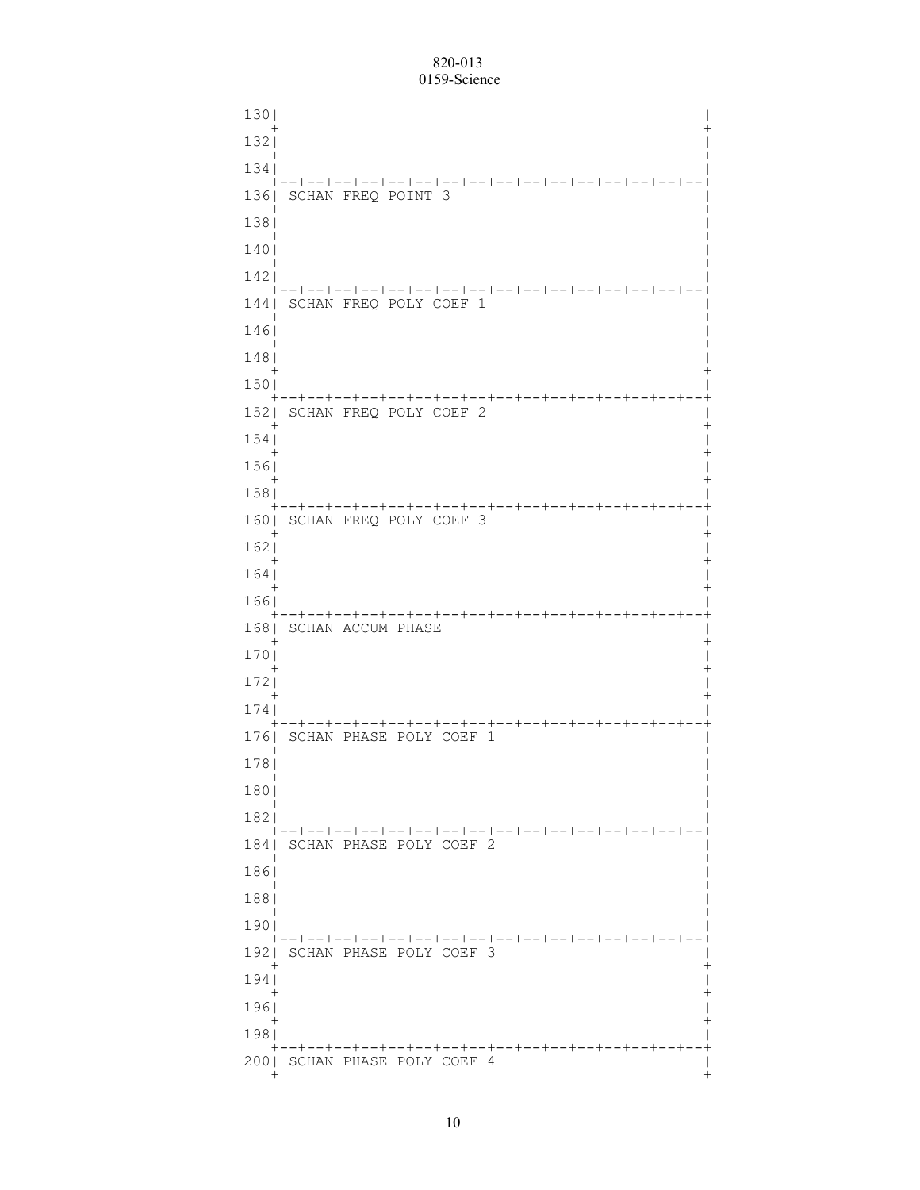```
130|                                               |
   +                                               +
132|                                               |
   +                                               +
134|                                               |
   +--+--+--+--+--+--+--+--+--+--+--+--+--+--+--+--+
136| SCHAN FREQ POINT 3                            |
   +                                               +
138|                                               |
   +                                               +
140|                                               |
   +                                               +
142|                                               |
   +--+--+--+--+--+--+--+--+--+--+--+--+--+--+--+--+
144| SCHAN FREQ POLY COEF 1                        |
   +                                               +
146|                                               |
   +                                               +
148|                                               |
   +                                               +
150|                                               |
   +--+--+--+--+--+--+--+--+--+--+--+--+--+--+--+--+
152| SCHAN FREQ POLY COEF 2                        |
   +                                               +
154|                                               |
   +                                               +
156|                                               |
   +                                               +
158|                                               |
   +--+--+--+--+--+--+--+--+--+--+--+--+--+--+--+--+
160| SCHAN FREQ POLY COEF 3                        |
   +                                               +
162|                                               |
   +                                               +
164|                                               |
   +                                               +
166|                                               |
   +--+--+--+--+--+--+--+--+--+--+--+--+--+--+--+--+
168| SCHAN ACCUM PHASE                             |
   +                                               +
170|                                               |
   +                                               +
172|                                               |
   +                                               +
174|                                               |
   +--+--+--+--+--+--+--+--+--+--+--+--+--+--+--+--+
176| SCHAN PHASE POLY COEF 1                       |
   +                                               +
178|                                               |
   +                                               +
180|                                               |
   +                                               +
182|                                               |
   +--+--+--+--+--+--+--+--+--+--+--+--+--+--+--+--+
184| SCHAN PHASE POLY COEF 2                       |
   +                                               +
186|                                               |
   +                                               +
188|                                               |
   +                                               +
190|                                               |
   +--+--+--+--+--+--+--+--+--+--+--+--+--+--+--+--+
192| SCHAN PHASE POLY COEF 3                       |
   +                                               +
194|                                               |
   +                                               +
196|                                               |
   +                                               +
198|                                               |
   +--+--+--+--+--+--+--+--+--+--+--+--+--+--+--+--+
200| SCHAN PHASE POLY COEF 4                       |
   +                                               +
```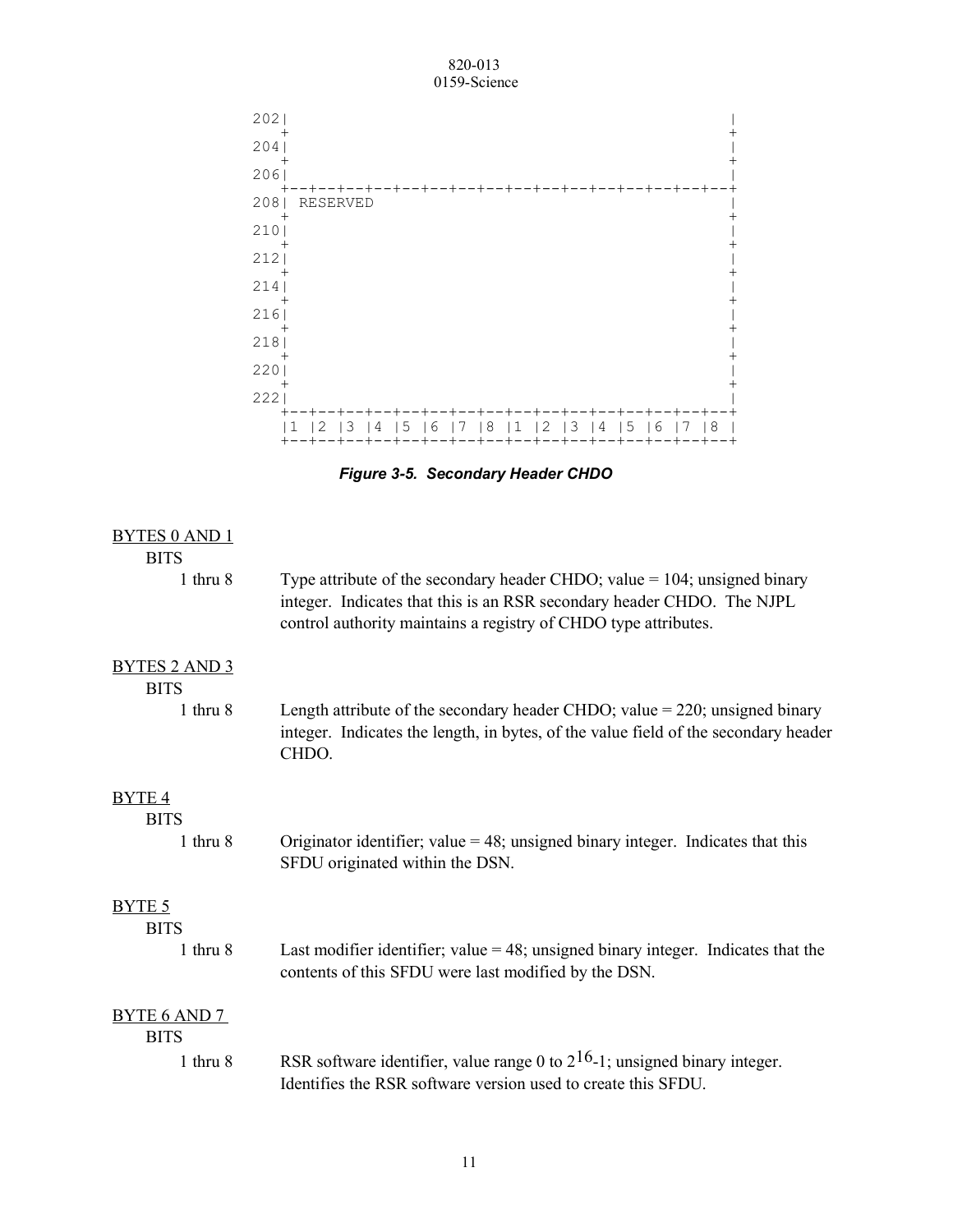```
202|                                               |
   +                                               +
204|                                               |
   +                                               +
206|                                               |
   +--+--+--+--+--+--+--+--+--+--+--+--+--+--+--+--+
208| RESERVED                                      |
   +                                               +
210|                                               |
   +                                               +
212|                                               |
   +                                               +
214|                                               |
   +                                               +
216|                                               |
   +                                               +
218|                                               |
   +                                               +
220|                                               |
   +                                               +
222|                                               |
   +--+--+--+--+--+--+--+--+--+--+--+--+--+--+--+--+
   |1 |2 |3 |4 |5 |6 |7 |8 |1 |2 |3 |4 |5 |6 |7 |8 |
   +--+--+--+--+--+--+--+--+--+--+--+--+--+--+--+--+
```

***Figure 3-5. Secondary Header CHDO***

<u>BYTES 0 AND 1</u>

BITS

1 thru 8 — Type attribute of the secondary header CHDO; value = 104; unsigned binary integer. Indicates that this is an RSR secondary header CHDO. The NJPL control authority maintains a registry of CHDO type attributes.

<u>BYTES 2 AND 3</u>

BITS

1 thru 8 — Length attribute of the secondary header CHDO; value = 220; unsigned binary integer. Indicates the length, in bytes, of the value field of the secondary header CHDO.

<u>BYTE 4</u>

BITS

1 thru 8 — Originator identifier; value = 48; unsigned binary integer. Indicates that this SFDU originated within the DSN.

<u>BYTE 5</u>

BITS

1 thru 8 — Last modifier identifier; value = 48; unsigned binary integer. Indicates that the contents of this SFDU were last modified by the DSN.

<u>BYTE 6 AND 7</u>

BITS

1 thru 8 — RSR software identifier, value range 0 to $2^{16}$-1; unsigned binary integer. Identifies the RSR software version used to create this SFDU.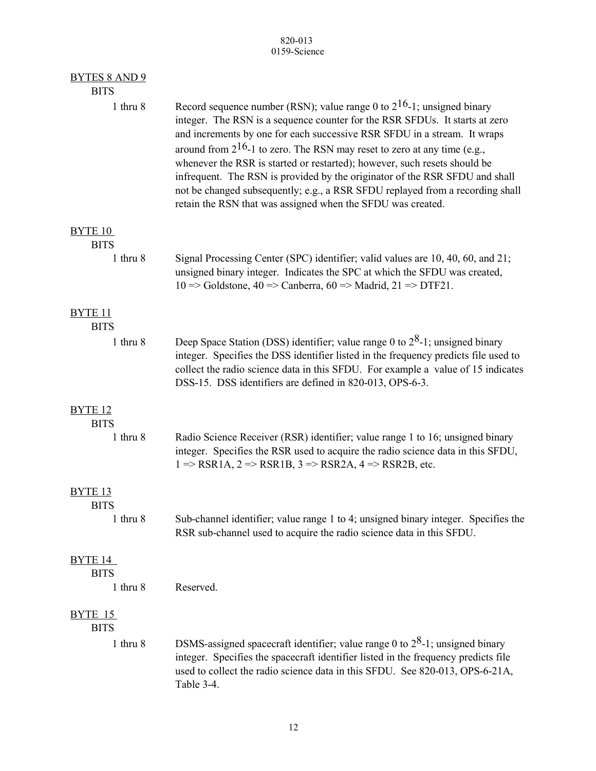BYTES 8 AND 9

BITS

1 thru 8 — Record sequence number (RSN); value range 0 to $2^{16}$-1; unsigned binary integer. The RSN is a sequence counter for the RSR SFDUs. It starts at zero and increments by one for each successive RSR SFDU in a stream. It wraps around from $2^{16}$-1 to zero. The RSN may reset to zero at any time (e.g., whenever the RSR is started or restarted); however, such resets should be infrequent. The RSN is provided by the originator of the RSR SFDU and shall not be changed subsequently; e.g., a RSR SFDU replayed from a recording shall retain the RSN that was assigned when the SFDU was created.

BYTE 10

BITS

1 thru 8 — Signal Processing Center (SPC) identifier; valid values are 10, 40, 60, and 21; unsigned binary integer. Indicates the SPC at which the SFDU was created, 10 => Goldstone, 40 => Canberra, 60 => Madrid, 21 => DTF21.

BYTE 11

BITS

1 thru 8 — Deep Space Station (DSS) identifier; value range 0 to $2^{8}$-1; unsigned binary integer. Specifies the DSS identifier listed in the frequency predicts file used to collect the radio science data in this SFDU. For example a value of 15 indicates DSS-15. DSS identifiers are defined in 820-013, OPS-6-3.

BYTE 12

BITS

1 thru 8 — Radio Science Receiver (RSR) identifier; value range 1 to 16; unsigned binary integer. Specifies the RSR used to acquire the radio science data in this SFDU, 1 => RSR1A, 2 => RSR1B, 3 => RSR2A, 4 => RSR2B, etc.

BYTE 13

BITS

1 thru 8 — Sub-channel identifier; value range 1 to 4; unsigned binary integer. Specifies the RSR sub-channel used to acquire the radio science data in this SFDU.

BYTE 14

BITS

1 thru 8 — Reserved.

BYTE 15

BITS

1 thru 8 — DSMS-assigned spacecraft identifier; value range 0 to $2^{8}$-1; unsigned binary integer. Specifies the spacecraft identifier listed in the frequency predicts file used to collect the radio science data in this SFDU. See 820-013, OPS-6-21A, Table 3-4.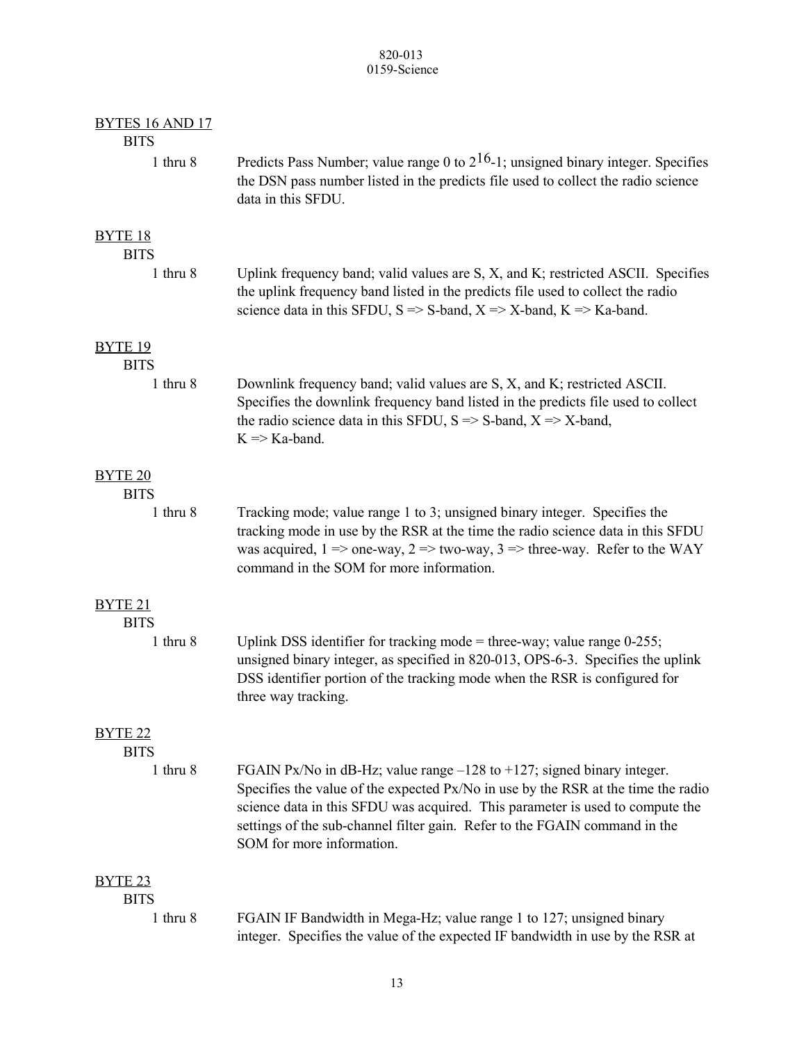BYTES 16 AND 17

BITS

1 thru 8 — Predicts Pass Number; value range 0 to $2^{16}$-1; unsigned binary integer. Specifies the DSN pass number listed in the predicts file used to collect the radio science data in this SFDU.

BYTE 18

BITS

1 thru 8 — Uplink frequency band; valid values are S, X, and K; restricted ASCII. Specifies the uplink frequency band listed in the predicts file used to collect the radio science data in this SFDU, S => S-band, X => X-band, K => Ka-band.

BYTE 19

BITS

1 thru 8 — Downlink frequency band; valid values are S, X, and K; restricted ASCII. Specifies the downlink frequency band listed in the predicts file used to collect the radio science data in this SFDU, S => S-band, X => X-band, K => Ka-band.

BYTE 20

BITS

1 thru 8 — Tracking mode; value range 1 to 3; unsigned binary integer. Specifies the tracking mode in use by the RSR at the time the radio science data in this SFDU was acquired, 1 => one-way, 2 => two-way, 3 => three-way. Refer to the WAY command in the SOM for more information.

BYTE 21

BITS

1 thru 8 — Uplink DSS identifier for tracking mode = three-way; value range 0-255; unsigned binary integer, as specified in 820-013, OPS-6-3. Specifies the uplink DSS identifier portion of the tracking mode when the RSR is configured for three way tracking.

BYTE 22

BITS

1 thru 8 — FGAIN Px/No in dB-Hz; value range –128 to +127; signed binary integer. Specifies the value of the expected Px/No in use by the RSR at the time the radio science data in this SFDU was acquired. This parameter is used to compute the settings of the sub-channel filter gain. Refer to the FGAIN command in the SOM for more information.

BYTE 23

BITS

1 thru 8 — FGAIN IF Bandwidth in Mega-Hz; value range 1 to 127; unsigned binary integer. Specifies the value of the expected IF bandwidth in use by the RSR at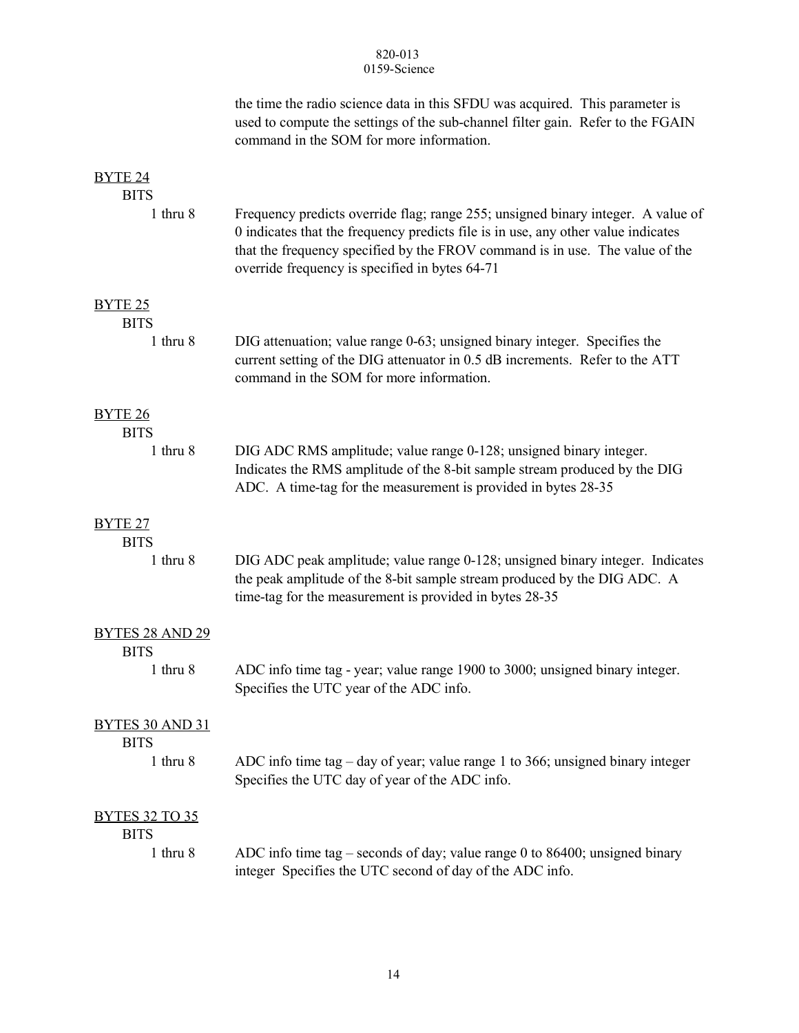the time the radio science data in this SFDU was acquired. This parameter is used to compute the settings of the sub-channel filter gain. Refer to the FGAIN command in the SOM for more information.

<u>BYTE 24</u>

BITS

1 thru 8 Frequency predicts override flag; range 255; unsigned binary integer. A value of 0 indicates that the frequency predicts file is in use, any other value indicates that the frequency specified by the FROV command is in use. The value of the override frequency is specified in bytes 64-71

<u>BYTE 25</u>

BITS

1 thru 8 DIG attenuation; value range 0-63; unsigned binary integer. Specifies the current setting of the DIG attenuator in 0.5 dB increments. Refer to the ATT command in the SOM for more information.

<u>BYTE 26</u>

BITS

1 thru 8 DIG ADC RMS amplitude; value range 0-128; unsigned binary integer. Indicates the RMS amplitude of the 8-bit sample stream produced by the DIG ADC. A time-tag for the measurement is provided in bytes 28-35

<u>BYTE 27</u>

BITS

1 thru 8 DIG ADC peak amplitude; value range 0-128; unsigned binary integer. Indicates the peak amplitude of the 8-bit sample stream produced by the DIG ADC. A time-tag for the measurement is provided in bytes 28-35

<u>BYTES 28 AND 29</u>

BITS

1 thru 8 ADC info time tag - year; value range 1900 to 3000; unsigned binary integer. Specifies the UTC year of the ADC info.

<u>BYTES 30 AND 31</u>

BITS

1 thru 8 ADC info time tag – day of year; value range 1 to 366; unsigned binary integer Specifies the UTC day of year of the ADC info.

<u>BYTES 32 TO 35</u>

BITS

1 thru 8 ADC info time tag – seconds of day; value range 0 to 86400; unsigned binary integer Specifies the UTC second of day of the ADC info.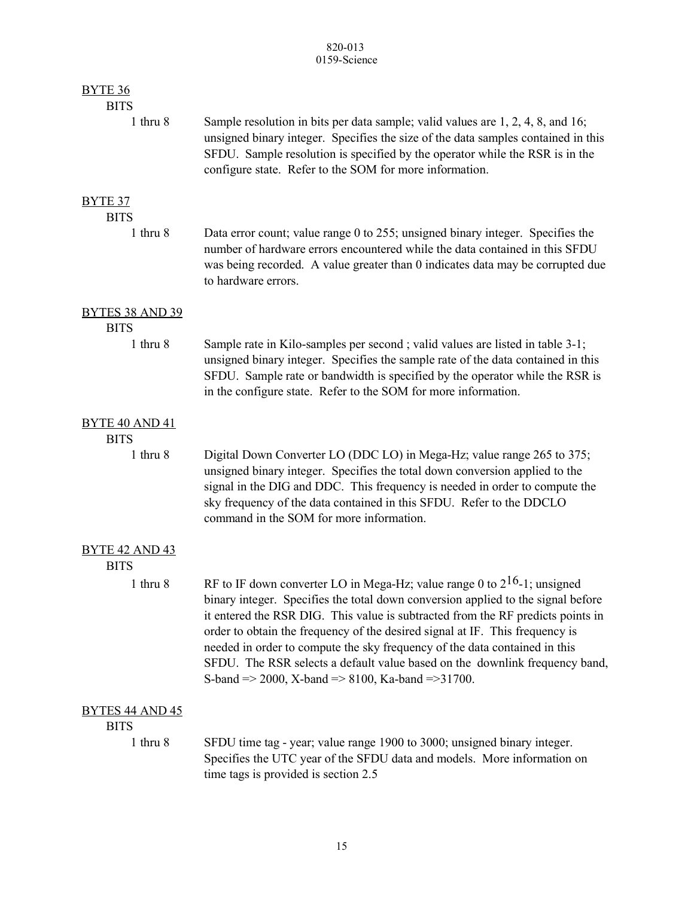BYTE 36

BITS

1 thru 8 Sample resolution in bits per data sample; valid values are 1, 2, 4, 8, and 16; unsigned binary integer. Specifies the size of the data samples contained in this SFDU. Sample resolution is specified by the operator while the RSR is in the configure state. Refer to the SOM for more information.

BYTE 37

BITS

1 thru 8 Data error count; value range 0 to 255; unsigned binary integer. Specifies the number of hardware errors encountered while the data contained in this SFDU was being recorded. A value greater than 0 indicates data may be corrupted due to hardware errors.

BYTES 38 AND 39

BITS

1 thru 8 Sample rate in Kilo-samples per second ; valid values are listed in table 3-1; unsigned binary integer. Specifies the sample rate of the data contained in this SFDU. Sample rate or bandwidth is specified by the operator while the RSR is in the configure state. Refer to the SOM for more information.

BYTE 40 AND 41

BITS

1 thru 8 Digital Down Converter LO (DDC LO) in Mega-Hz; value range 265 to 375; unsigned binary integer. Specifies the total down conversion applied to the signal in the DIG and DDC. This frequency is needed in order to compute the sky frequency of the data contained in this SFDU. Refer to the DDCLO command in the SOM for more information.

BYTE 42 AND 43

BITS

1 thru 8 RF to IF down converter LO in Mega-Hz; value range 0 to $2^{16}$-1; unsigned binary integer. Specifies the total down conversion applied to the signal before it entered the RSR DIG. This value is subtracted from the RF predicts points in order to obtain the frequency of the desired signal at IF. This frequency is needed in order to compute the sky frequency of the data contained in this SFDU. The RSR selects a default value based on the downlink frequency band, S-band => 2000, X-band => 8100, Ka-band =>31700.

BYTES 44 AND 45

BITS

1 thru 8 SFDU time tag - year; value range 1900 to 3000; unsigned binary integer. Specifies the UTC year of the SFDU data and models. More information on time tags is provided is section 2.5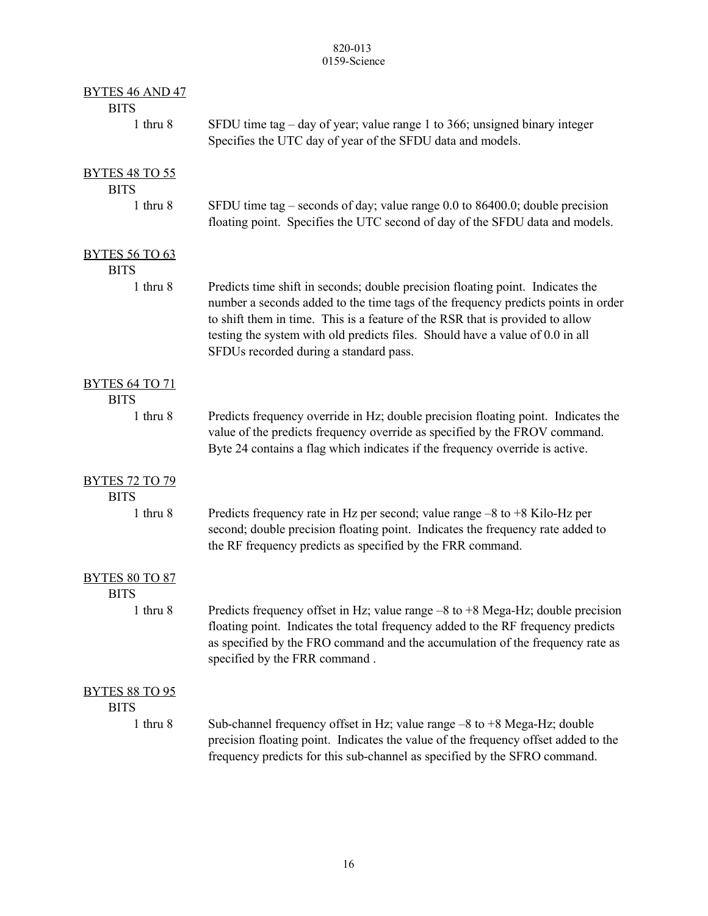BYTES 46 AND 47

BITS

1 thru 8 — SFDU time tag – day of year; value range 1 to 366; unsigned binary integer Specifies the UTC day of year of the SFDU data and models.

BYTES 48 TO 55

BITS

1 thru 8 — SFDU time tag – seconds of day; value range 0.0 to 86400.0; double precision floating point. Specifies the UTC second of day of the SFDU data and models.

BYTES 56 TO 63

BITS

1 thru 8 — Predicts time shift in seconds; double precision floating point. Indicates the number a seconds added to the time tags of the frequency predicts points in order to shift them in time. This is a feature of the RSR that is provided to allow testing the system with old predicts files. Should have a value of 0.0 in all SFDUs recorded during a standard pass.

BYTES 64 TO 71

BITS

1 thru 8 — Predicts frequency override in Hz; double precision floating point. Indicates the value of the predicts frequency override as specified by the FROV command. Byte 24 contains a flag which indicates if the frequency override is active.

BYTES 72 TO 79

BITS

1 thru 8 — Predicts frequency rate in Hz per second; value range –8 to +8 Kilo-Hz per second; double precision floating point. Indicates the frequency rate added to the RF frequency predicts as specified by the FRR command.

BYTES 80 TO 87

BITS

1 thru 8 — Predicts frequency offset in Hz; value range –8 to +8 Mega-Hz; double precision floating point. Indicates the total frequency added to the RF frequency predicts as specified by the FRO command and the accumulation of the frequency rate as specified by the FRR command .

BYTES 88 TO 95

BITS

1 thru 8 — Sub-channel frequency offset in Hz; value range –8 to +8 Mega-Hz; double precision floating point. Indicates the value of the frequency offset added to the frequency predicts for this sub-channel as specified by the SFRO command.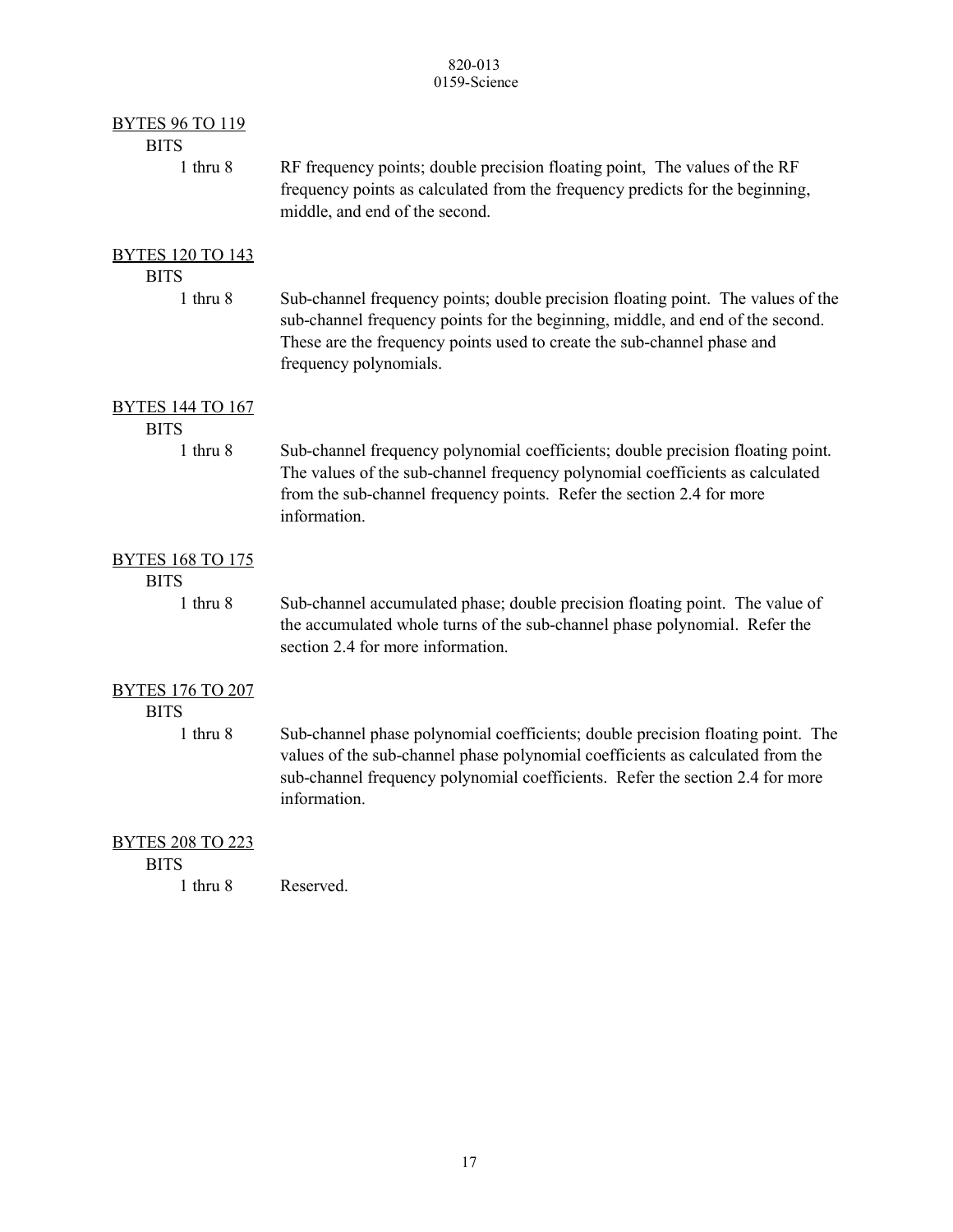<u>BYTES 96 TO 119</u>

BITS

1 thru 8 RF frequency points; double precision floating point, The values of the RF frequency points as calculated from the frequency predicts for the beginning, middle, and end of the second.

<u>BYTES 120 TO 143</u>

BITS

1 thru 8 Sub-channel frequency points; double precision floating point. The values of the sub-channel frequency points for the beginning, middle, and end of the second. These are the frequency points used to create the sub-channel phase and frequency polynomials.

<u>BYTES 144 TO 167</u>

BITS

1 thru 8 Sub-channel frequency polynomial coefficients; double precision floating point. The values of the sub-channel frequency polynomial coefficients as calculated from the sub-channel frequency points. Refer the section 2.4 for more information.

<u>BYTES 168 TO 175</u>

BITS

1 thru 8 Sub-channel accumulated phase; double precision floating point. The value of the accumulated whole turns of the sub-channel phase polynomial. Refer the section 2.4 for more information.

<u>BYTES 176 TO 207</u>

BITS

1 thru 8 Sub-channel phase polynomial coefficients; double precision floating point. The values of the sub-channel phase polynomial coefficients as calculated from the sub-channel frequency polynomial coefficients. Refer the section 2.4 for more information.

<u>BYTES 208 TO 223</u>

BITS

1 thru 8 Reserved.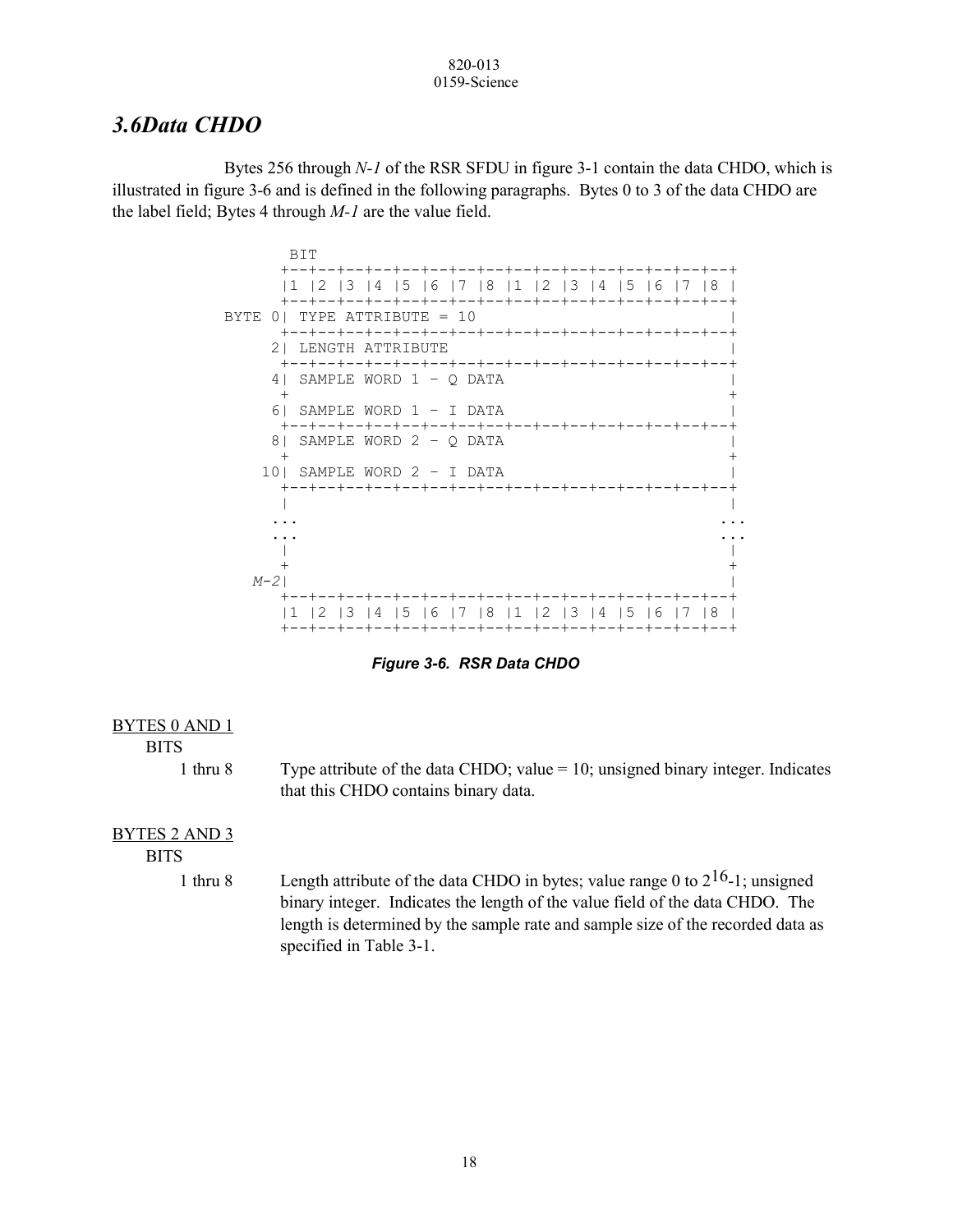## 3.6 Data CHDO

Bytes 256 through *N-1* of the RSR SFDU in figure 3-1 contain the data CHDO, which is illustrated in figure 3-6 and is defined in the following paragraphs. Bytes 0 to 3 of the data CHDO are the label field; Bytes 4 through *M-1* are the value field.

```
         BIT
        +--+--+--+--+--+--+--+--+--+--+--+--+--+--+--+--+
        |1 |2 |3 |4 |5 |6 |7 |8 |1 |2 |3 |4 |5 |6 |7 |8 |
        +--+--+--+--+--+--+--+--+--+--+--+--+--+--+--+--+
  BYTE 0| TYPE ATTRIBUTE = 10                            |
        +--+--+--+--+--+--+--+--+--+--+--+--+--+--+--+--+
       2| LENGTH ATTRIBUTE                               |
        +--+--+--+--+--+--+--+--+--+--+--+--+--+--+--+--+
       4| SAMPLE WORD 1 - Q DATA                         |
        +                                                +
       6| SAMPLE WORD 1 - I DATA                         |
        +--+--+--+--+--+--+--+--+--+--+--+--+--+--+--+--+
       8| SAMPLE WORD 2 - Q DATA                         |
        +                                                +
      10| SAMPLE WORD 2 - I DATA                         |
        +--+--+--+--+--+--+--+--+--+--+--+--+--+--+--+--+
        |                                                |
       ...                                              ...
       ...                                              ...
        |                                                |
        +                                                +
     M-2|                                                |
        +--+--+--+--+--+--+--+--+--+--+--+--+--+--+--+--+
        |1 |2 |3 |4 |5 |6 |7 |8 |1 |2 |3 |4 |5 |6 |7 |8 |
        +--+--+--+--+--+--+--+--+--+--+--+--+--+--+--+--+
```

***Figure 3-6. RSR Data CHDO***

<u>BYTES 0 AND 1</u>

BITS

1 thru 8 — Type attribute of the data CHDO; value = 10; unsigned binary integer. Indicates that this CHDO contains binary data.

<u>BYTES 2 AND 3</u>

BITS

1 thru 8 — Length attribute of the data CHDO in bytes; value range 0 to $2^{16}$-1; unsigned binary integer. Indicates the length of the value field of the data CHDO. The length is determined by the sample rate and sample size of the recorded data as specified in Table 3-1.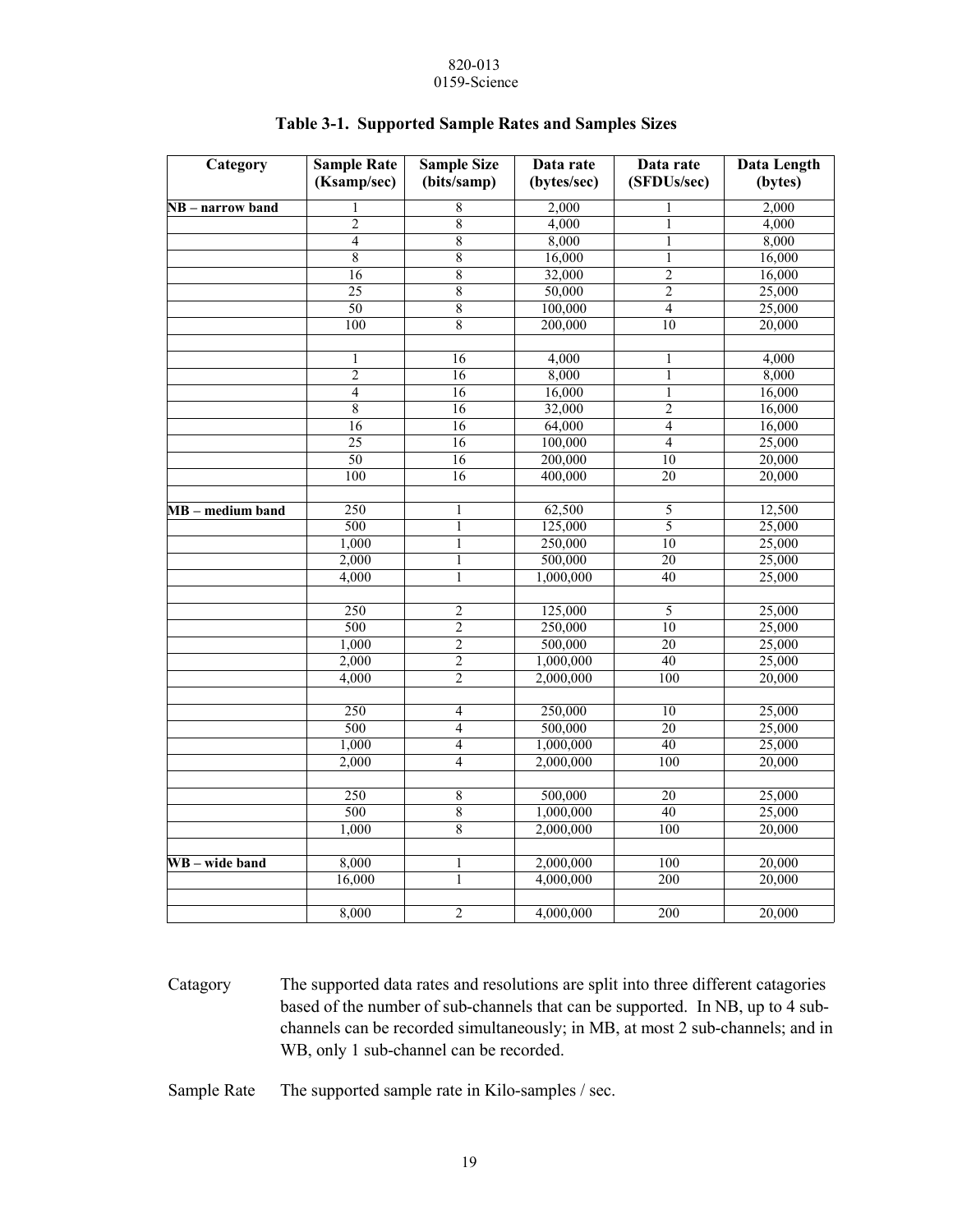**Table 3-1. Supported Sample Rates and Samples Sizes**

| Category | Sample Rate (Ksamp/sec) | Sample Size (bits/samp) | Data rate (bytes/sec) | Data rate (SFDUs/sec) | Data Length (bytes) |
|---|---|---|---|---|---|
| **NB – narrow band** | 1 | 8 | 2,000 | 1 | 2,000 |
| | 2 | 8 | 4,000 | 1 | 4,000 |
| | 4 | 8 | 8,000 | 1 | 8,000 |
| | 8 | 8 | 16,000 | 1 | 16,000 |
| | 16 | 8 | 32,000 | 2 | 16,000 |
| | 25 | 8 | 50,000 | 2 | 25,000 |
| | 50 | 8 | 100,000 | 4 | 25,000 |
| | 100 | 8 | 200,000 | 10 | 20,000 |
| | | | | | |
| | 1 | 16 | 4,000 | 1 | 4,000 |
| | 2 | 16 | 8,000 | 1 | 8,000 |
| | 4 | 16 | 16,000 | 1 | 16,000 |
| | 8 | 16 | 32,000 | 2 | 16,000 |
| | 16 | 16 | 64,000 | 4 | 16,000 |
| | 25 | 16 | 100,000 | 4 | 25,000 |
| | 50 | 16 | 200,000 | 10 | 20,000 |
| | 100 | 16 | 400,000 | 20 | 20,000 |
| | | | | | |
| **MB – medium band** | 250 | 1 | 62,500 | 5 | 12,500 |
| | 500 | 1 | 125,000 | 5 | 25,000 |
| | 1,000 | 1 | 250,000 | 10 | 25,000 |
| | 2,000 | 1 | 500,000 | 20 | 25,000 |
| | 4,000 | 1 | 1,000,000 | 40 | 25,000 |
| | | | | | |
| | 250 | 2 | 125,000 | 5 | 25,000 |
| | 500 | 2 | 250,000 | 10 | 25,000 |
| | 1,000 | 2 | 500,000 | 20 | 25,000 |
| | 2,000 | 2 | 1,000,000 | 40 | 25,000 |
| | 4,000 | 2 | 2,000,000 | 100 | 20,000 |
| | | | | | |
| | 250 | 4 | 250,000 | 10 | 25,000 |
| | 500 | 4 | 500,000 | 20 | 25,000 |
| | 1,000 | 4 | 1,000,000 | 40 | 25,000 |
| | 2,000 | 4 | 2,000,000 | 100 | 20,000 |
| | | | | | |
| | 250 | 8 | 500,000 | 20 | 25,000 |
| | 500 | 8 | 1,000,000 | 40 | 25,000 |
| | 1,000 | 8 | 2,000,000 | 100 | 20,000 |
| | | | | | |
| **WB – wide band** | 8,000 | 1 | 2,000,000 | 100 | 20,000 |
| | 16,000 | 1 | 4,000,000 | 200 | 20,000 |
| | | | | | |
| | 8,000 | 2 | 4,000,000 | 200 | 20,000 |

Catagory — The supported data rates and resolutions are split into three different catagories based of the number of sub-channels that can be supported. In NB, up to 4 sub-channels can be recorded simultaneously; in MB, at most 2 sub-channels; and in WB, only 1 sub-channel can be recorded.

Sample Rate — The supported sample rate in Kilo-samples / sec.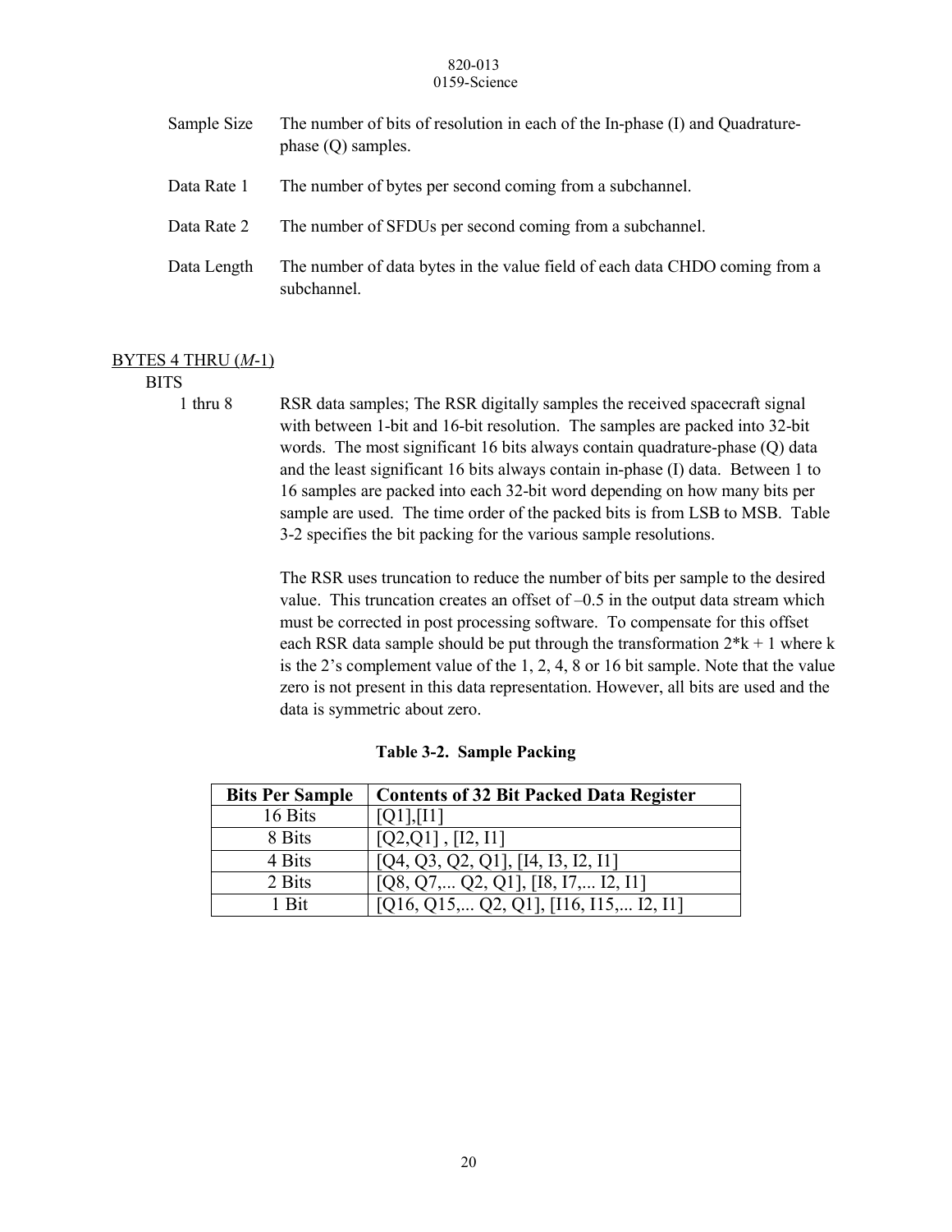Sample Size The number of bits of resolution in each of the In-phase (I) and Quadrature-phase (Q) samples.

Data Rate 1 The number of bytes per second coming from a subchannel.

Data Rate 2 The number of SFDUs per second coming from a subchannel.

Data Length The number of data bytes in the value field of each data CHDO coming from a subchannel.

BYTES 4 THRU (*M*-1)

BITS

1 thru 8 RSR data samples; The RSR digitally samples the received spacecraft signal with between 1-bit and 16-bit resolution. The samples are packed into 32-bit words. The most significant 16 bits always contain quadrature-phase (Q) data and the least significant 16 bits always contain in-phase (I) data. Between 1 to 16 samples are packed into each 32-bit word depending on how many bits per sample are used. The time order of the packed bits is from LSB to MSB. Table 3-2 specifies the bit packing for the various sample resolutions.

The RSR uses truncation to reduce the number of bits per sample to the desired value. This truncation creates an offset of –0.5 in the output data stream which must be corrected in post processing software. To compensate for this offset each RSR data sample should be put through the transformation $2*k + 1$ where k is the 2's complement value of the 1, 2, 4, 8 or 16 bit sample. Note that the value zero is not present in this data representation. However, all bits are used and the data is symmetric about zero.

**Table 3-2. Sample Packing**

| Bits Per Sample | Contents of 32 Bit Packed Data Register |
|---|---|
| 16 Bits | [Q1],[I1] |
| 8 Bits | [Q2,Q1] , [I2, I1] |
| 4 Bits | [Q4, Q3, Q2, Q1], [I4, I3, I2, I1] |
| 2 Bits | [Q8, Q7,... Q2, Q1], [I8, I7,... I2, I1] |
| 1 Bit | [Q16, Q15,... Q2, Q1], [I16, I15,... I2, I1] |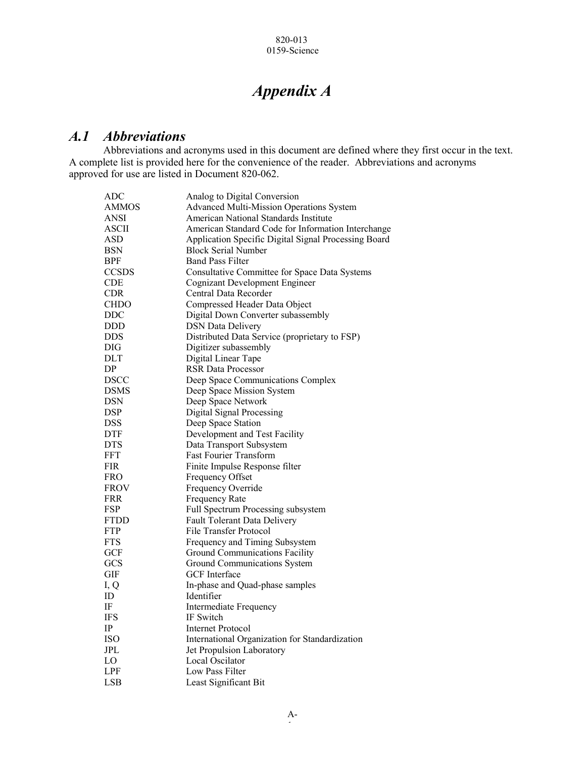# Appendix A

## A.1 Abbreviations

Abbreviations and acronyms used in this document are defined where they first occur in the text. A complete list is provided here for the convenience of the reader. Abbreviations and acronyms approved for use are listed in Document 820-062.

| | |
|---|---|
| ADC | Analog to Digital Conversion |
| AMMOS | Advanced Multi-Mission Operations System |
| ANSI | American National Standards Institute |
| ASCII | American Standard Code for Information Interchange |
| ASD | Application Specific Digital Signal Processing Board |
| BSN | Block Serial Number |
| BPF | Band Pass Filter |
| CCSDS | Consultative Committee for Space Data Systems |
| CDE | Cognizant Development Engineer |
| CDR | Central Data Recorder |
| CHDO | Compressed Header Data Object |
| DDC | Digital Down Converter subassembly |
| DDD | DSN Data Delivery |
| DDS | Distributed Data Service (proprietary to FSP) |
| DIG | Digitizer subassembly |
| DLT | Digital Linear Tape |
| DP | RSR Data Processor |
| DSCC | Deep Space Communications Complex |
| DSMS | Deep Space Mission System |
| DSN | Deep Space Network |
| DSP | Digital Signal Processing |
| DSS | Deep Space Station |
| DTF | Development and Test Facility |
| DTS | Data Transport Subsystem |
| FFT | Fast Fourier Transform |
| FIR | Finite Impulse Response filter |
| FRO | Frequency Offset |
| FROV | Frequency Override |
| FRR | Frequency Rate |
| FSP | Full Spectrum Processing subsystem |
| FTDD | Fault Tolerant Data Delivery |
| FTP | File Transfer Protocol |
| FTS | Frequency and Timing Subsystem |
| GCF | Ground Communications Facility |
| GCS | Ground Communications System |
| GIF | GCF Interface |
| I, Q | In-phase and Quad-phase samples |
| ID | Identifier |
| IF | Intermediate Frequency |
| IFS | IF Switch |
| IP | Internet Protocol |
| ISO | International Organization for Standardization |
| JPL | Jet Propulsion Laboratory |
| LO | Local Oscilator |
| LPF | Low Pass Filter |
| LSB | Least Significant Bit |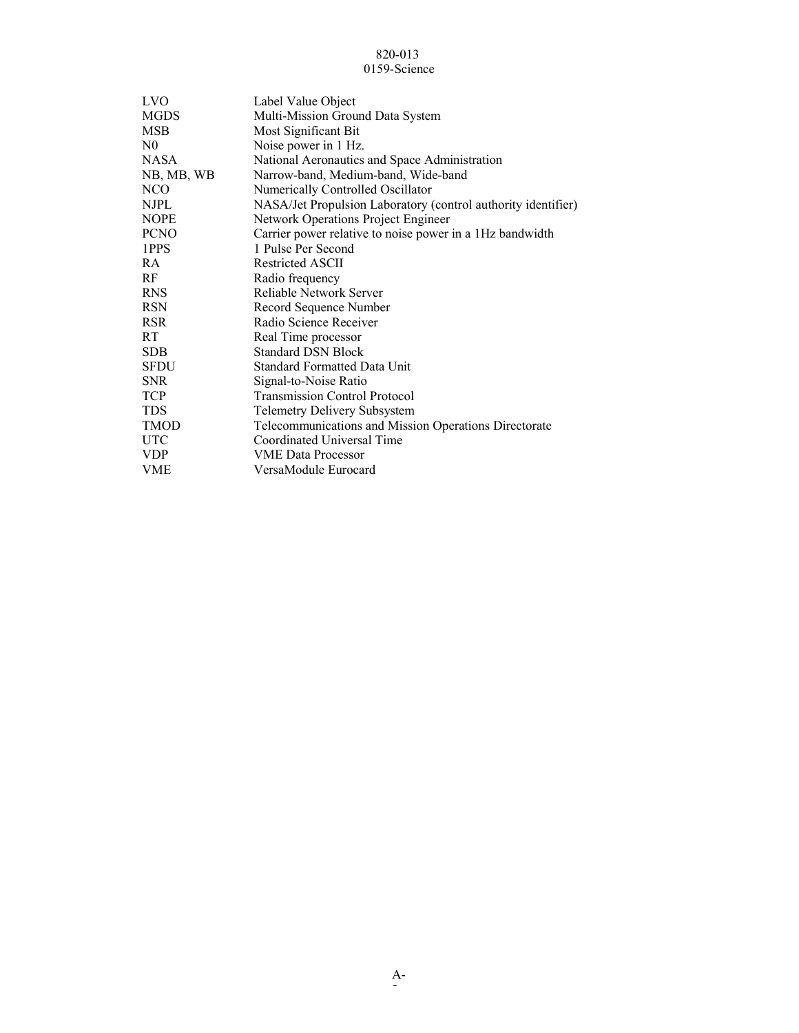| | |
|---|---|
| LVO | Label Value Object |
| MGDS | Multi-Mission Ground Data System |
| MSB | Most Significant Bit |
| N0 | Noise power in 1 Hz. |
| NASA | National Aeronautics and Space Administration |
| NB, MB, WB | Narrow-band, Medium-band, Wide-band |
| NCO | Numerically Controlled Oscillator |
| NJPL | NASA/Jet Propulsion Laboratory (control authority identifier) |
| NOPE | Network Operations Project Engineer |
| PCNO | Carrier power relative to noise power in a 1Hz bandwidth |
| 1PPS | 1 Pulse Per Second |
| RA | Restricted ASCII |
| RF | Radio frequency |
| RNS | Reliable Network Server |
| RSN | Record Sequence Number |
| RSR | Radio Science Receiver |
| RT | Real Time processor |
| SDB | Standard DSN Block |
| SFDU | Standard Formatted Data Unit |
| SNR | Signal-to-Noise Ratio |
| TCP | Transmission Control Protocol |
| TDS | Telemetry Delivery Subsystem |
| TMOD | Telecommunications and Mission Operations Directorate |
| UTC | Coordinated Universal Time |
| VDP | VME Data Processor |
| VME | VersaModule Eurocard |